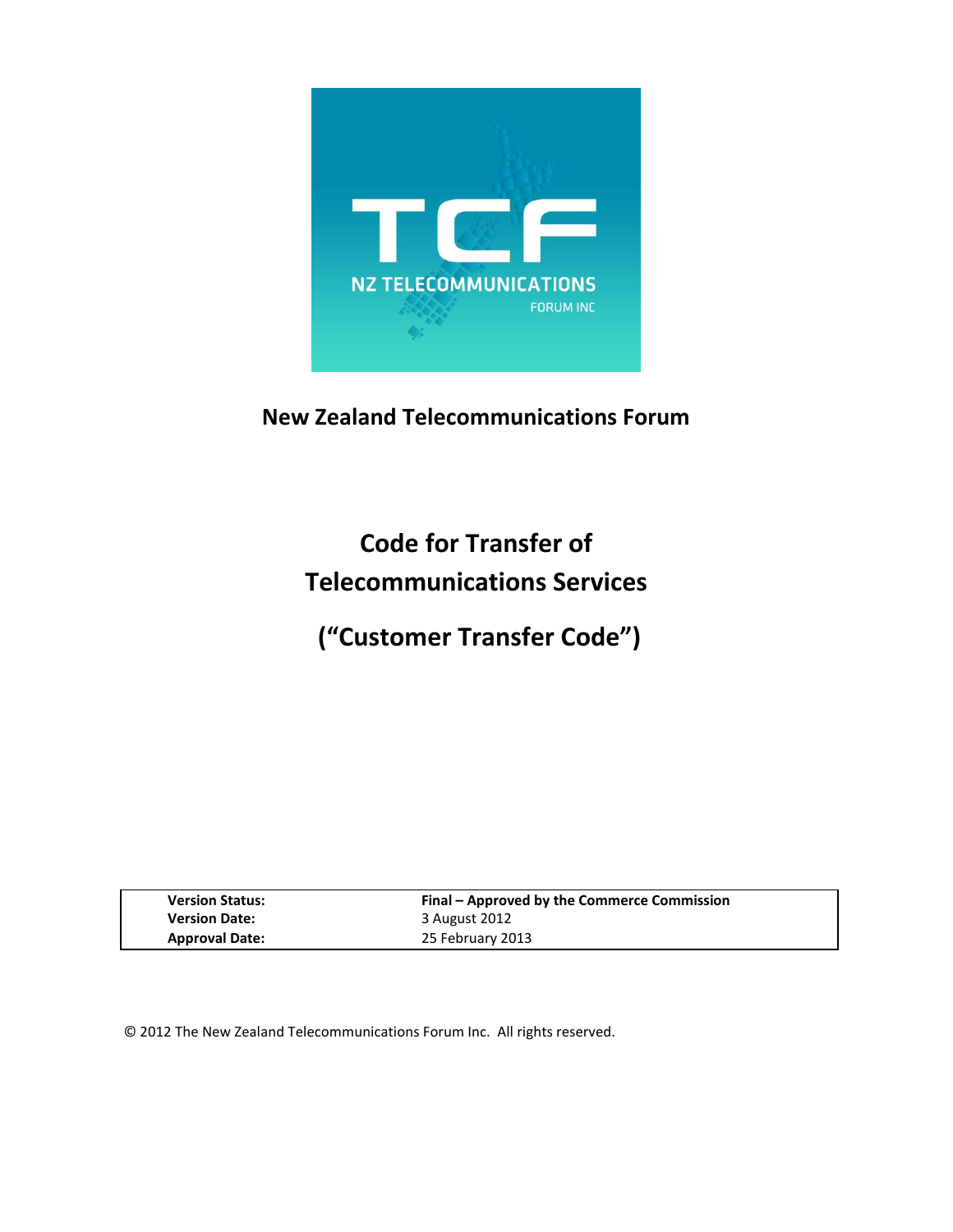**New Zealand Telecommunications Forum**

# Code for Transfer of Telecommunications Services

# ("Customer Transfer Code")

| | |
|---|---|
| **Version Status:** | **Final – Approved by the Commerce Commission** |
| **Version Date:** | 3 August 2012 |
| **Approval Date:** | 25 February 2013 |

© 2012 The New Zealand Telecommunications Forum Inc. All rights reserved.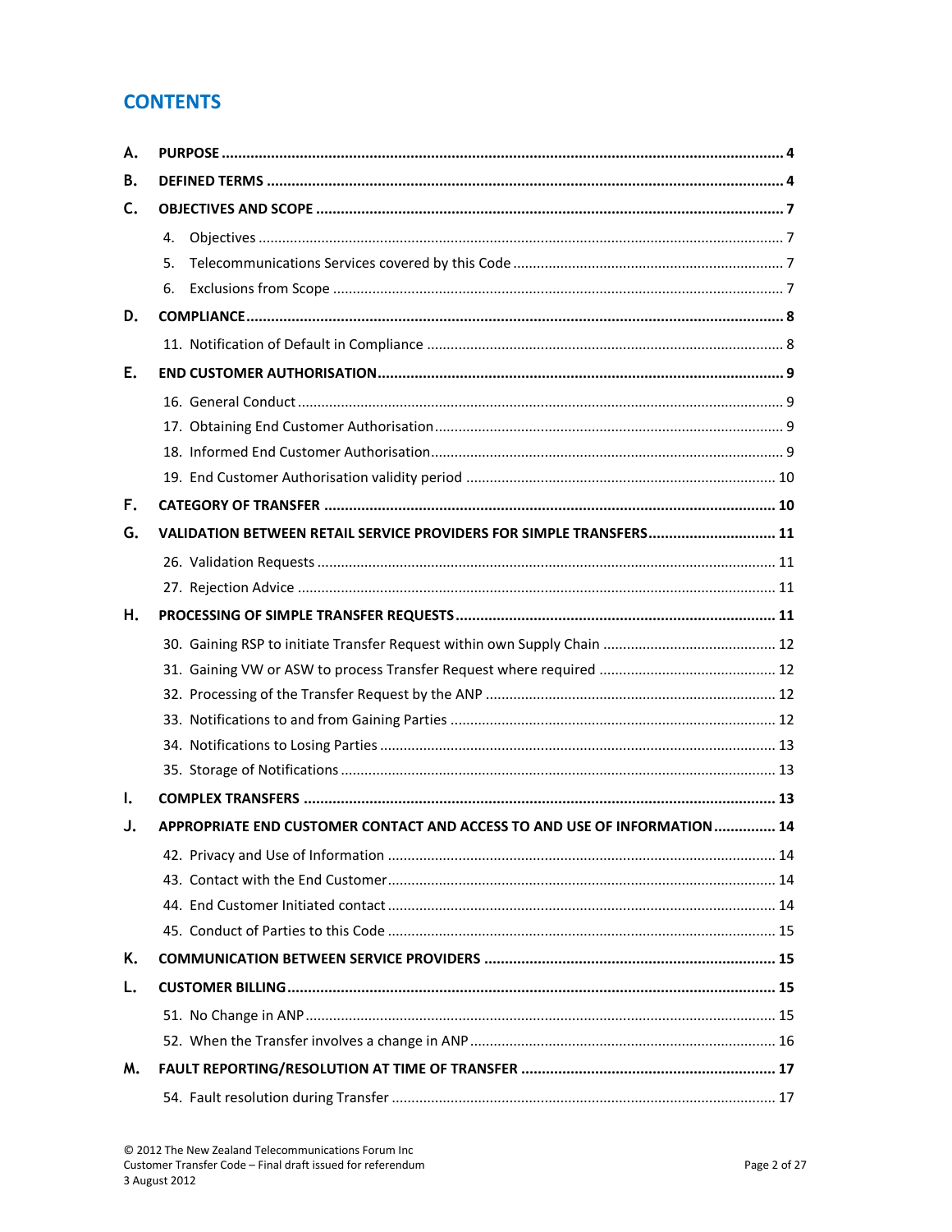# CONTENTS

A. **PURPOSE** .... 4

B. **DEFINED TERMS** .... 4

C. **OBJECTIVES AND SCOPE** .... 7

- 4. Objectives .... 7
- 5. Telecommunications Services covered by this Code .... 7
- 6. Exclusions from Scope .... 7

D. **COMPLIANCE** .... 8

- 11. Notification of Default in Compliance .... 8

E. **END CUSTOMER AUTHORISATION** .... 9

- 16. General Conduct .... 9
- 17. Obtaining End Customer Authorisation .... 9
- 18. Informed End Customer Authorisation .... 9
- 19. End Customer Authorisation validity period .... 10

F. **CATEGORY OF TRANSFER** .... 10

G. **VALIDATION BETWEEN RETAIL SERVICE PROVIDERS FOR SIMPLE TRANSFERS** .... 11

- 26. Validation Requests .... 11
- 27. Rejection Advice .... 11

H. **PROCESSING OF SIMPLE TRANSFER REQUESTS** .... 11

- 30. Gaining RSP to initiate Transfer Request within own Supply Chain .... 12
- 31. Gaining VW or ASW to process Transfer Request where required .... 12
- 32. Processing of the Transfer Request by the ANP .... 12
- 33. Notifications to and from Gaining Parties .... 12
- 34. Notifications to Losing Parties .... 13
- 35. Storage of Notifications .... 13

I. **COMPLEX TRANSFERS** .... 13

J. **APPROPRIATE END CUSTOMER CONTACT AND ACCESS TO AND USE OF INFORMATION** .... 14

- 42. Privacy and Use of Information .... 14
- 43. Contact with the End Customer .... 14
- 44. End Customer Initiated contact .... 14
- 45. Conduct of Parties to this Code .... 15

K. **COMMUNICATION BETWEEN SERVICE PROVIDERS** .... 15

L. **CUSTOMER BILLING** .... 15

- 51. No Change in ANP .... 15
- 52. When the Transfer involves a change in ANP .... 16

M. **FAULT REPORTING/RESOLUTION AT TIME OF TRANSFER** .... 17

- 54. Fault resolution during Transfer .... 17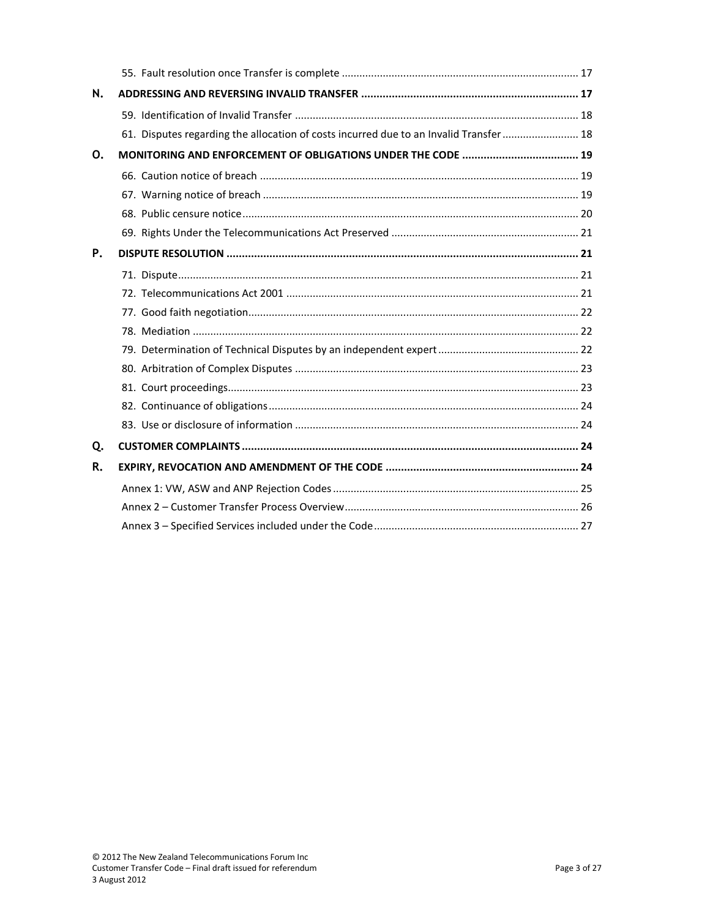55. Fault resolution once Transfer is complete ................................................................................ 17

**N. ADDRESSING AND REVERSING INVALID TRANSFER ...................................................................... 17**

59. Identification of Invalid Transfer ................................................................................................ 18

61. Disputes regarding the allocation of costs incurred due to an Invalid Transfer .......................... 18

**O. MONITORING AND ENFORCEMENT OF OBLIGATIONS UNDER THE CODE ...................................... 19**

66. Caution notice of breach ............................................................................................................ 19

67. Warning notice of breach ........................................................................................................... 19

68. Public censure notice .................................................................................................................. 20

69. Rights Under the Telecommunications Act Preserved ............................................................... 21

**P. DISPUTE RESOLUTION .................................................................................................................. 21**

71. Dispute ........................................................................................................................................ 21

72. Telecommunications Act 2001 ................................................................................................... 21

77. Good faith negotiation ................................................................................................................ 22

78. Mediation ................................................................................................................................... 22

79. Determination of Technical Disputes by an independent expert ................................................ 22

80. Arbitration of Complex Disputes ................................................................................................ 23

81. Court proceedings ....................................................................................................................... 23

82. Continuance of obligations ......................................................................................................... 24

83. Use or disclosure of information ................................................................................................ 24

**Q. CUSTOMER COMPLAINTS ............................................................................................................. 24**

**R. EXPIRY, REVOCATION AND AMENDMENT OF THE CODE ............................................................... 24**

Annex 1: VW, ASW and ANP Rejection Codes ................................................................................... 25

Annex 2 – Customer Transfer Process Overview ............................................................................... 26

Annex 3 – Specified Services included under the Code ..................................................................... 27

© 2012 The New Zealand Telecommunications Forum Inc
Customer Transfer Code – Final draft issued for referendum
3 August 2012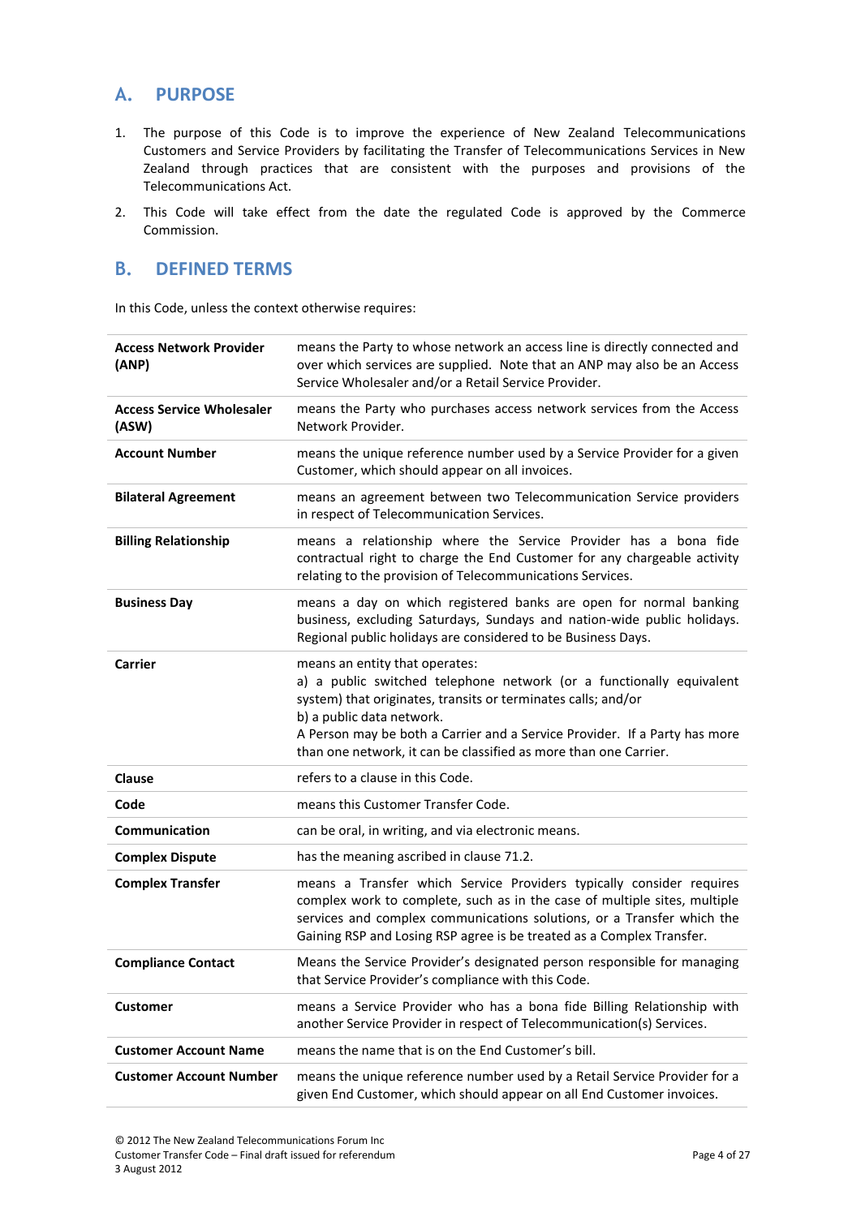## A. PURPOSE

1. The purpose of this Code is to improve the experience of New Zealand Telecommunications Customers and Service Providers by facilitating the Transfer of Telecommunications Services in New Zealand through practices that are consistent with the purposes and provisions of the Telecommunications Act.

2. This Code will take effect from the date the regulated Code is approved by the Commerce Commission.

## B. DEFINED TERMS

In this Code, unless the context otherwise requires:

| | |
|---|---|
| **Access Network Provider (ANP)** | means the Party to whose network an access line is directly connected and over which services are supplied. Note that an ANP may also be an Access Service Wholesaler and/or a Retail Service Provider. |
| **Access Service Wholesaler (ASW)** | means the Party who purchases access network services from the Access Network Provider. |
| **Account Number** | means the unique reference number used by a Service Provider for a given Customer, which should appear on all invoices. |
| **Bilateral Agreement** | means an agreement between two Telecommunication Service providers in respect of Telecommunication Services. |
| **Billing Relationship** | means a relationship where the Service Provider has a bona fide contractual right to charge the End Customer for any chargeable activity relating to the provision of Telecommunications Services. |
| **Business Day** | means a day on which registered banks are open for normal banking business, excluding Saturdays, Sundays and nation-wide public holidays. Regional public holidays are considered to be Business Days. |
| **Carrier** | means an entity that operates:<br>a) a public switched telephone network (or a functionally equivalent system) that originates, transits or terminates calls; and/or<br>b) a public data network.<br>A Person may be both a Carrier and a Service Provider. If a Party has more than one network, it can be classified as more than one Carrier. |
| **Clause** | refers to a clause in this Code. |
| **Code** | means this Customer Transfer Code. |
| **Communication** | can be oral, in writing, and via electronic means. |
| **Complex Dispute** | has the meaning ascribed in clause 71.2. |
| **Complex Transfer** | means a Transfer which Service Providers typically consider requires complex work to complete, such as in the case of multiple sites, multiple services and complex communications solutions, or a Transfer which the Gaining RSP and Losing RSP agree is be treated as a Complex Transfer. |
| **Compliance Contact** | Means the Service Provider's designated person responsible for managing that Service Provider's compliance with this Code. |
| **Customer** | means a Service Provider who has a bona fide Billing Relationship with another Service Provider in respect of Telecommunication(s) Services. |
| **Customer Account Name** | means the name that is on the End Customer's bill. |
| **Customer Account Number** | means the unique reference number used by a Retail Service Provider for a given End Customer, which should appear on all End Customer invoices. |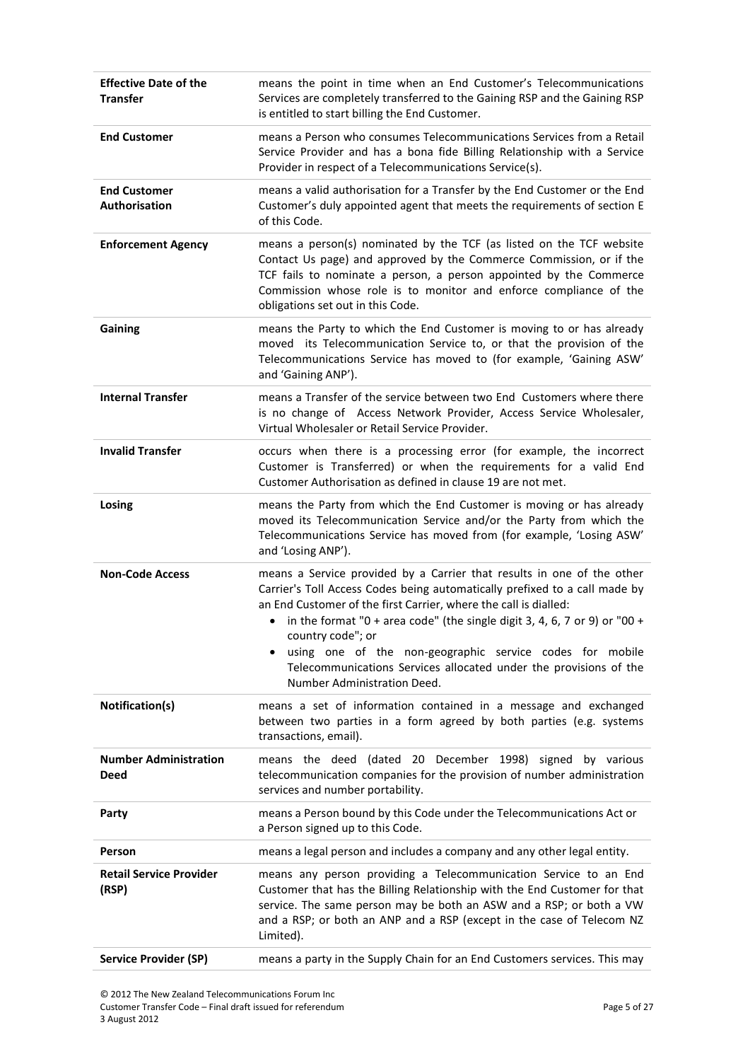| | |
|---|---|
| **Effective Date of the Transfer** | means the point in time when an End Customer's Telecommunications Services are completely transferred to the Gaining RSP and the Gaining RSP is entitled to start billing the End Customer. |
| **End Customer** | means a Person who consumes Telecommunications Services from a Retail Service Provider and has a bona fide Billing Relationship with a Service Provider in respect of a Telecommunications Service(s). |
| **End Customer Authorisation** | means a valid authorisation for a Transfer by the End Customer or the End Customer's duly appointed agent that meets the requirements of section E of this Code. |
| **Enforcement Agency** | means a person(s) nominated by the TCF (as listed on the TCF website Contact Us page) and approved by the Commerce Commission, or if the TCF fails to nominate a person, a person appointed by the Commerce Commission whose role is to monitor and enforce compliance of the obligations set out in this Code. |
| **Gaining** | means the Party to which the End Customer is moving to or has already moved its Telecommunication Service to, or that the provision of the Telecommunications Service has moved to (for example, 'Gaining ASW' and 'Gaining ANP'). |
| **Internal Transfer** | means a Transfer of the service between two End Customers where there is no change of Access Network Provider, Access Service Wholesaler, Virtual Wholesaler or Retail Service Provider. |
| **Invalid Transfer** | occurs when there is a processing error (for example, the incorrect Customer is Transferred) or when the requirements for a valid End Customer Authorisation as defined in clause 19 are not met. |
| **Losing** | means the Party from which the End Customer is moving or has already moved its Telecommunication Service and/or the Party from which the Telecommunications Service has moved from (for example, 'Losing ASW' and 'Losing ANP'). |
| **Non-Code Access** | means a Service provided by a Carrier that results in one of the other Carrier's Toll Access Codes being automatically prefixed to a call made by an End Customer of the first Carrier, where the call is dialled:<br>• in the format "0 + area code" (the single digit 3, 4, 6, 7 or 9) or "00 + country code"; or<br>• using one of the non-geographic service codes for mobile Telecommunications Services allocated under the provisions of the Number Administration Deed. |
| **Notification(s)** | means a set of information contained in a message and exchanged between two parties in a form agreed by both parties (e.g. systems transactions, email). |
| **Number Administration Deed** | means the deed (dated 20 December 1998) signed by various telecommunication companies for the provision of number administration services and number portability. |
| **Party** | means a Person bound by this Code under the Telecommunications Act or a Person signed up to this Code. |
| **Person** | means a legal person and includes a company and any other legal entity. |
| **Retail Service Provider (RSP)** | means any person providing a Telecommunication Service to an End Customer that has the Billing Relationship with the End Customer for that service. The same person may be both an ASW and a RSP; or both a VW and a RSP; or both an ANP and a RSP (except in the case of Telecom NZ Limited). |
| **Service Provider (SP)** | means a party in the Supply Chain for an End Customers services. This may |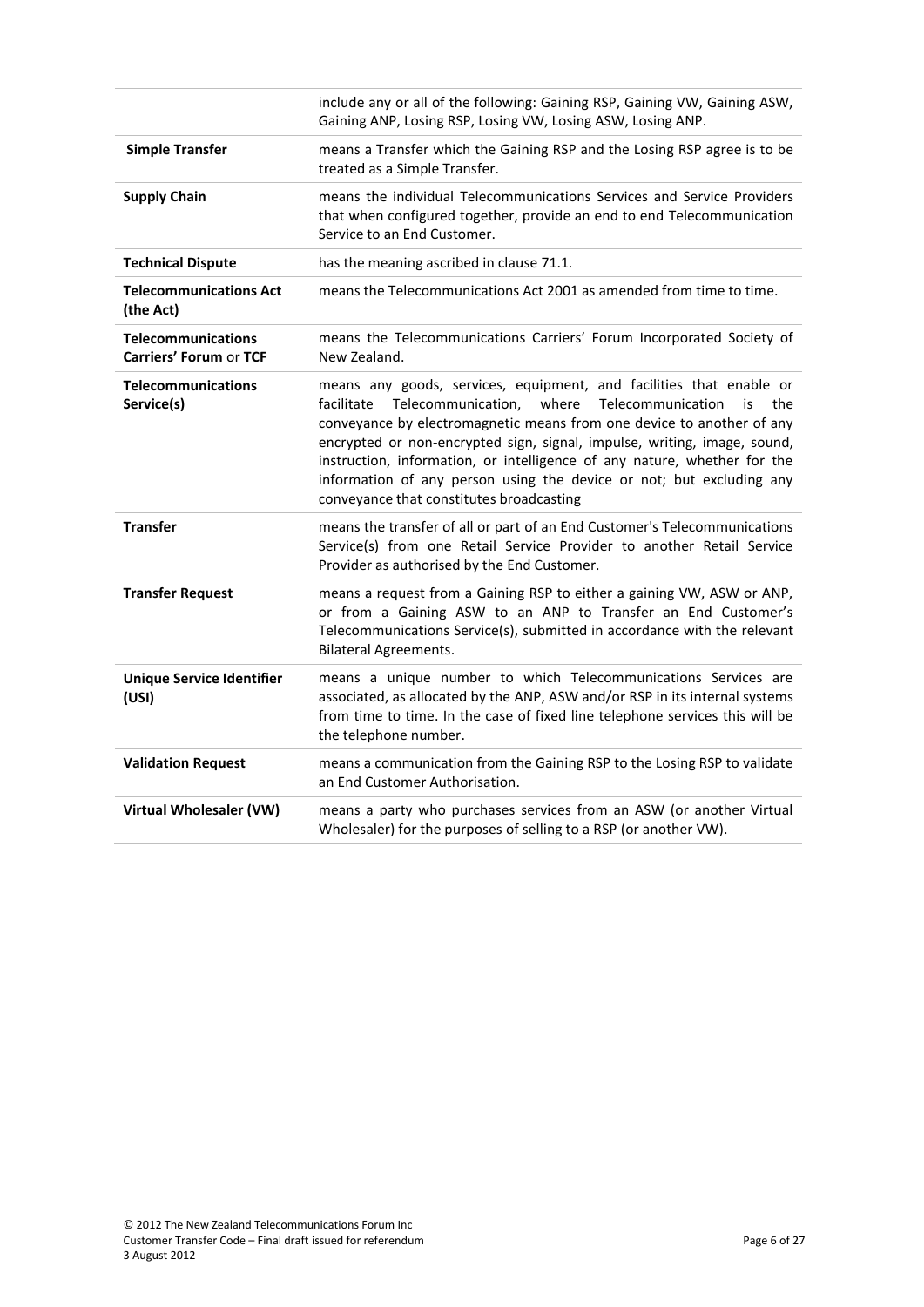| | |
|---|---|
| | include any or all of the following: Gaining RSP, Gaining VW, Gaining ASW, Gaining ANP, Losing RSP, Losing VW, Losing ASW, Losing ANP. |
| **Simple Transfer** | means a Transfer which the Gaining RSP and the Losing RSP agree is to be treated as a Simple Transfer. |
| **Supply Chain** | means the individual Telecommunications Services and Service Providers that when configured together, provide an end to end Telecommunication Service to an End Customer. |
| **Technical Dispute** | has the meaning ascribed in clause 71.1. |
| **Telecommunications Act (the Act)** | means the Telecommunications Act 2001 as amended from time to time. |
| **Telecommunications Carriers' Forum** or **TCF** | means the Telecommunications Carriers' Forum Incorporated Society of New Zealand. |
| **Telecommunications Service(s)** | means any goods, services, equipment, and facilities that enable or facilitate Telecommunication, where Telecommunication is the conveyance by electromagnetic means from one device to another of any encrypted or non-encrypted sign, signal, impulse, writing, image, sound, instruction, information, or intelligence of any nature, whether for the information of any person using the device or not; but excluding any conveyance that constitutes broadcasting |
| **Transfer** | means the transfer of all or part of an End Customer's Telecommunications Service(s) from one Retail Service Provider to another Retail Service Provider as authorised by the End Customer. |
| **Transfer Request** | means a request from a Gaining RSP to either a gaining VW, ASW or ANP, or from a Gaining ASW to an ANP to Transfer an End Customer's Telecommunications Service(s), submitted in accordance with the relevant Bilateral Agreements. |
| **Unique Service Identifier (USI)** | means a unique number to which Telecommunications Services are associated, as allocated by the ANP, ASW and/or RSP in its internal systems from time to time. In the case of fixed line telephone services this will be the telephone number. |
| **Validation Request** | means a communication from the Gaining RSP to the Losing RSP to validate an End Customer Authorisation. |
| **Virtual Wholesaler (VW)** | means a party who purchases services from an ASW (or another Virtual Wholesaler) for the purposes of selling to a RSP (or another VW). |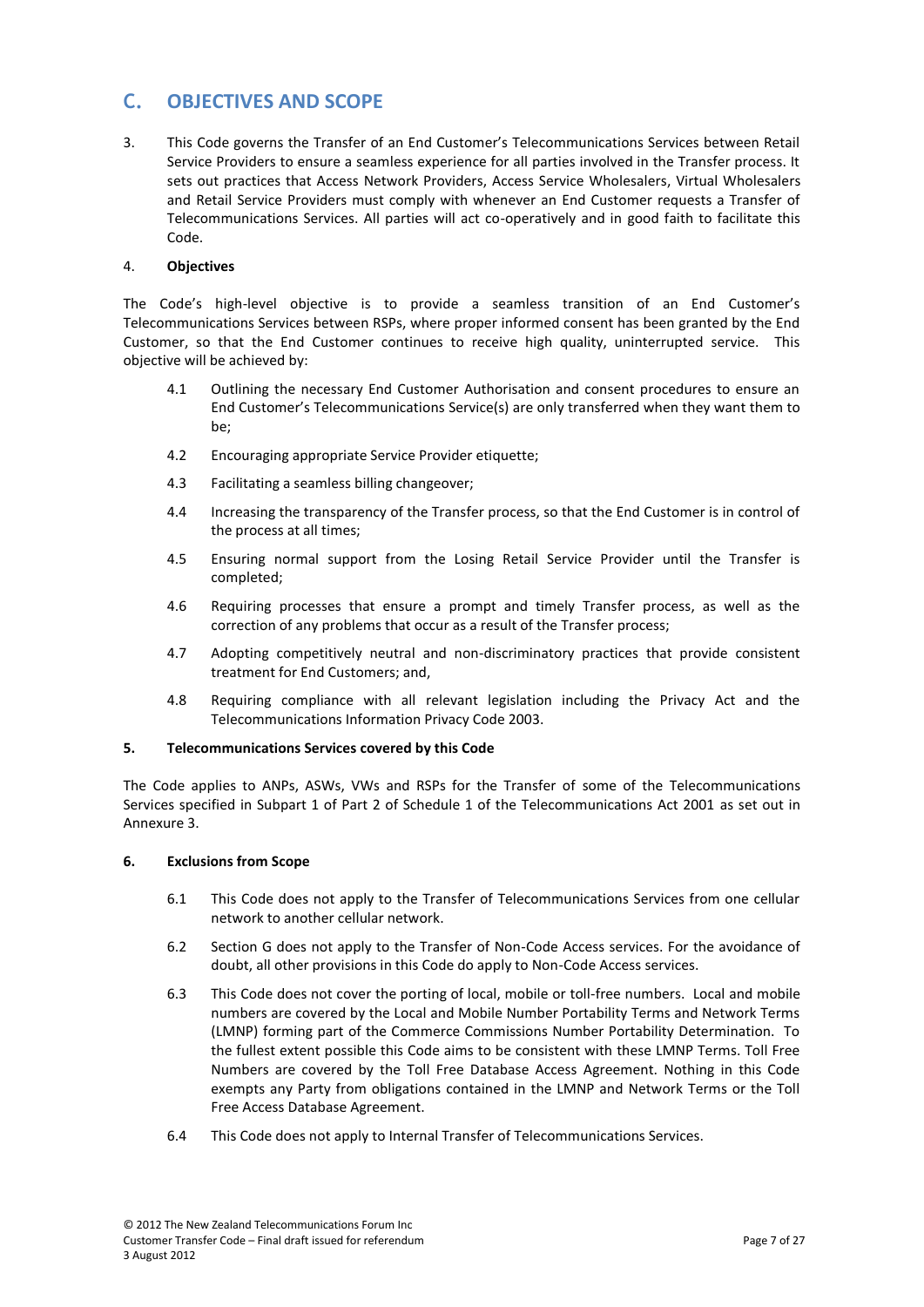## C. OBJECTIVES AND SCOPE

3. This Code governs the Transfer of an End Customer's Telecommunications Services between Retail Service Providers to ensure a seamless experience for all parties involved in the Transfer process. It sets out practices that Access Network Providers, Access Service Wholesalers, Virtual Wholesalers and Retail Service Providers must comply with whenever an End Customer requests a Transfer of Telecommunications Services. All parties will act co-operatively and in good faith to facilitate this Code.

4. **Objectives**

The Code's high-level objective is to provide a seamless transition of an End Customer's Telecommunications Services between RSPs, where proper informed consent has been granted by the End Customer, so that the End Customer continues to receive high quality, uninterrupted service. This objective will be achieved by:

4.1 Outlining the necessary End Customer Authorisation and consent procedures to ensure an End Customer's Telecommunications Service(s) are only transferred when they want them to be;

4.2 Encouraging appropriate Service Provider etiquette;

4.3 Facilitating a seamless billing changeover;

4.4 Increasing the transparency of the Transfer process, so that the End Customer is in control of the process at all times;

4.5 Ensuring normal support from the Losing Retail Service Provider until the Transfer is completed;

4.6 Requiring processes that ensure a prompt and timely Transfer process, as well as the correction of any problems that occur as a result of the Transfer process;

4.7 Adopting competitively neutral and non-discriminatory practices that provide consistent treatment for End Customers; and,

4.8 Requiring compliance with all relevant legislation including the Privacy Act and the Telecommunications Information Privacy Code 2003.

**5. Telecommunications Services covered by this Code**

The Code applies to ANPs, ASWs, VWs and RSPs for the Transfer of some of the Telecommunications Services specified in Subpart 1 of Part 2 of Schedule 1 of the Telecommunications Act 2001 as set out in Annexure 3.

**6. Exclusions from Scope**

6.1 This Code does not apply to the Transfer of Telecommunications Services from one cellular network to another cellular network.

6.2 Section G does not apply to the Transfer of Non-Code Access services. For the avoidance of doubt, all other provisions in this Code do apply to Non-Code Access services.

6.3 This Code does not cover the porting of local, mobile or toll-free numbers. Local and mobile numbers are covered by the Local and Mobile Number Portability Terms and Network Terms (LMNP) forming part of the Commerce Commissions Number Portability Determination. To the fullest extent possible this Code aims to be consistent with these LMNP Terms. Toll Free Numbers are covered by the Toll Free Database Access Agreement. Nothing in this Code exempts any Party from obligations contained in the LMNP and Network Terms or the Toll Free Access Database Agreement.

6.4 This Code does not apply to Internal Transfer of Telecommunications Services.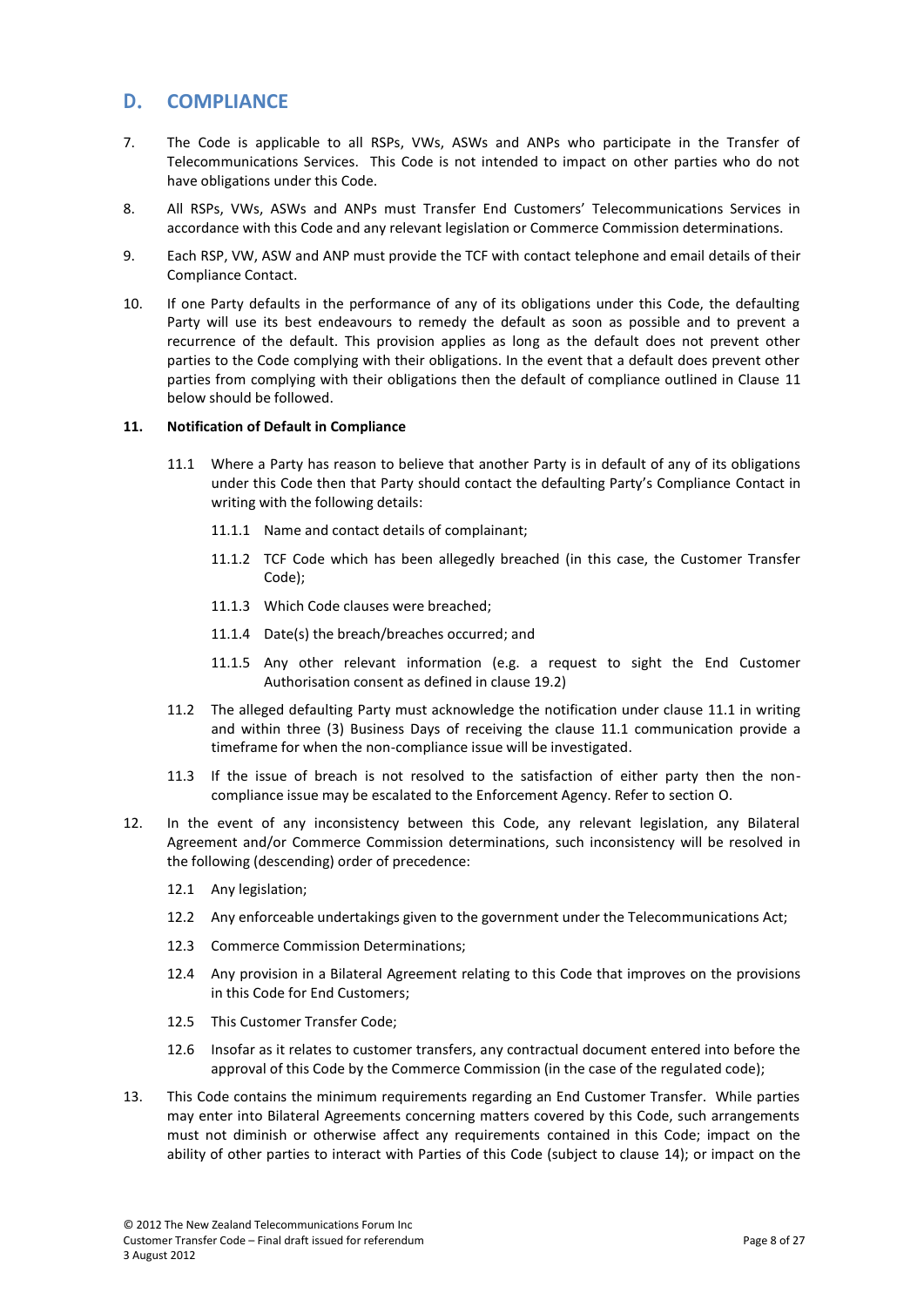## D. COMPLIANCE

7. The Code is applicable to all RSPs, VWs, ASWs and ANPs who participate in the Transfer of Telecommunications Services. This Code is not intended to impact on other parties who do not have obligations under this Code.

8. All RSPs, VWs, ASWs and ANPs must Transfer End Customers' Telecommunications Services in accordance with this Code and any relevant legislation or Commerce Commission determinations.

9. Each RSP, VW, ASW and ANP must provide the TCF with contact telephone and email details of their Compliance Contact.

10. If one Party defaults in the performance of any of its obligations under this Code, the defaulting Party will use its best endeavours to remedy the default as soon as possible and to prevent a recurrence of the default. This provision applies as long as the default does not prevent other parties to the Code complying with their obligations. In the event that a default does prevent other parties from complying with their obligations then the default of compliance outlined in Clause 11 below should be followed.

**11. Notification of Default in Compliance**

11.1 Where a Party has reason to believe that another Party is in default of any of its obligations under this Code then that Party should contact the defaulting Party's Compliance Contact in writing with the following details:

11.1.1 Name and contact details of complainant;

11.1.2 TCF Code which has been allegedly breached (in this case, the Customer Transfer Code);

11.1.3 Which Code clauses were breached;

11.1.4 Date(s) the breach/breaches occurred; and

11.1.5 Any other relevant information (e.g. a request to sight the End Customer Authorisation consent as defined in clause 19.2)

11.2 The alleged defaulting Party must acknowledge the notification under clause 11.1 in writing and within three (3) Business Days of receiving the clause 11.1 communication provide a timeframe for when the non-compliance issue will be investigated.

11.3 If the issue of breach is not resolved to the satisfaction of either party then the non-compliance issue may be escalated to the Enforcement Agency. Refer to section O.

12. In the event of any inconsistency between this Code, any relevant legislation, any Bilateral Agreement and/or Commerce Commission determinations, such inconsistency will be resolved in the following (descending) order of precedence:

12.1 Any legislation;

12.2 Any enforceable undertakings given to the government under the Telecommunications Act;

12.3 Commerce Commission Determinations;

12.4 Any provision in a Bilateral Agreement relating to this Code that improves on the provisions in this Code for End Customers;

12.5 This Customer Transfer Code;

12.6 Insofar as it relates to customer transfers, any contractual document entered into before the approval of this Code by the Commerce Commission (in the case of the regulated code);

13. This Code contains the minimum requirements regarding an End Customer Transfer. While parties may enter into Bilateral Agreements concerning matters covered by this Code, such arrangements must not diminish or otherwise affect any requirements contained in this Code; impact on the ability of other parties to interact with Parties of this Code (subject to clause 14); or impact on the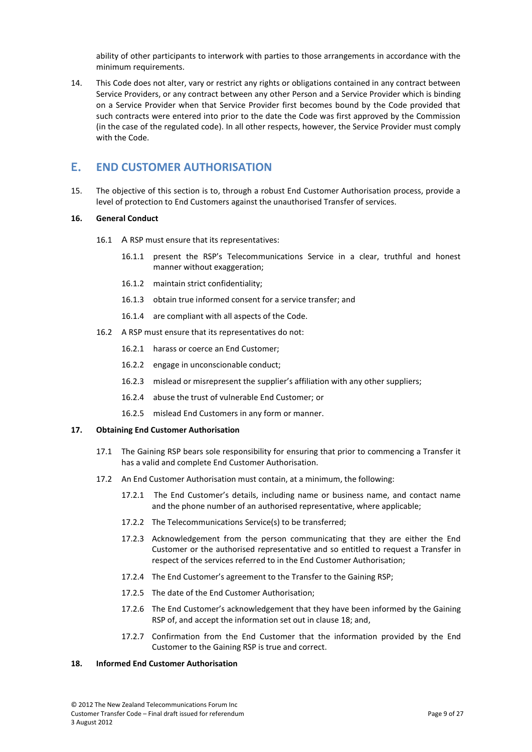ability of other participants to interwork with parties to those arrangements in accordance with the minimum requirements.

14. This Code does not alter, vary or restrict any rights or obligations contained in any contract between Service Providers, or any contract between any other Person and a Service Provider which is binding on a Service Provider when that Service Provider first becomes bound by the Code provided that such contracts were entered into prior to the date the Code was first approved by the Commission (in the case of the regulated code). In all other respects, however, the Service Provider must comply with the Code.

## E. END CUSTOMER AUTHORISATION

15. The objective of this section is to, through a robust End Customer Authorisation process, provide a level of protection to End Customers against the unauthorised Transfer of services.

**16. General Conduct**

16.1 A RSP must ensure that its representatives:

16.1.1 present the RSP's Telecommunications Service in a clear, truthful and honest manner without exaggeration;

16.1.2 maintain strict confidentiality;

16.1.3 obtain true informed consent for a service transfer; and

16.1.4 are compliant with all aspects of the Code.

16.2 A RSP must ensure that its representatives do not:

16.2.1 harass or coerce an End Customer;

16.2.2 engage in unconscionable conduct;

16.2.3 mislead or misrepresent the supplier's affiliation with any other suppliers;

16.2.4 abuse the trust of vulnerable End Customer; or

16.2.5 mislead End Customers in any form or manner.

**17. Obtaining End Customer Authorisation**

17.1 The Gaining RSP bears sole responsibility for ensuring that prior to commencing a Transfer it has a valid and complete End Customer Authorisation.

17.2 An End Customer Authorisation must contain, at a minimum, the following:

17.2.1 The End Customer's details, including name or business name, and contact name and the phone number of an authorised representative, where applicable;

17.2.2 The Telecommunications Service(s) to be transferred;

17.2.3 Acknowledgement from the person communicating that they are either the End Customer or the authorised representative and so entitled to request a Transfer in respect of the services referred to in the End Customer Authorisation;

17.2.4 The End Customer's agreement to the Transfer to the Gaining RSP;

17.2.5 The date of the End Customer Authorisation;

17.2.6 The End Customer's acknowledgement that they have been informed by the Gaining RSP of, and accept the information set out in clause 18; and,

17.2.7 Confirmation from the End Customer that the information provided by the End Customer to the Gaining RSP is true and correct.

**18. Informed End Customer Authorisation**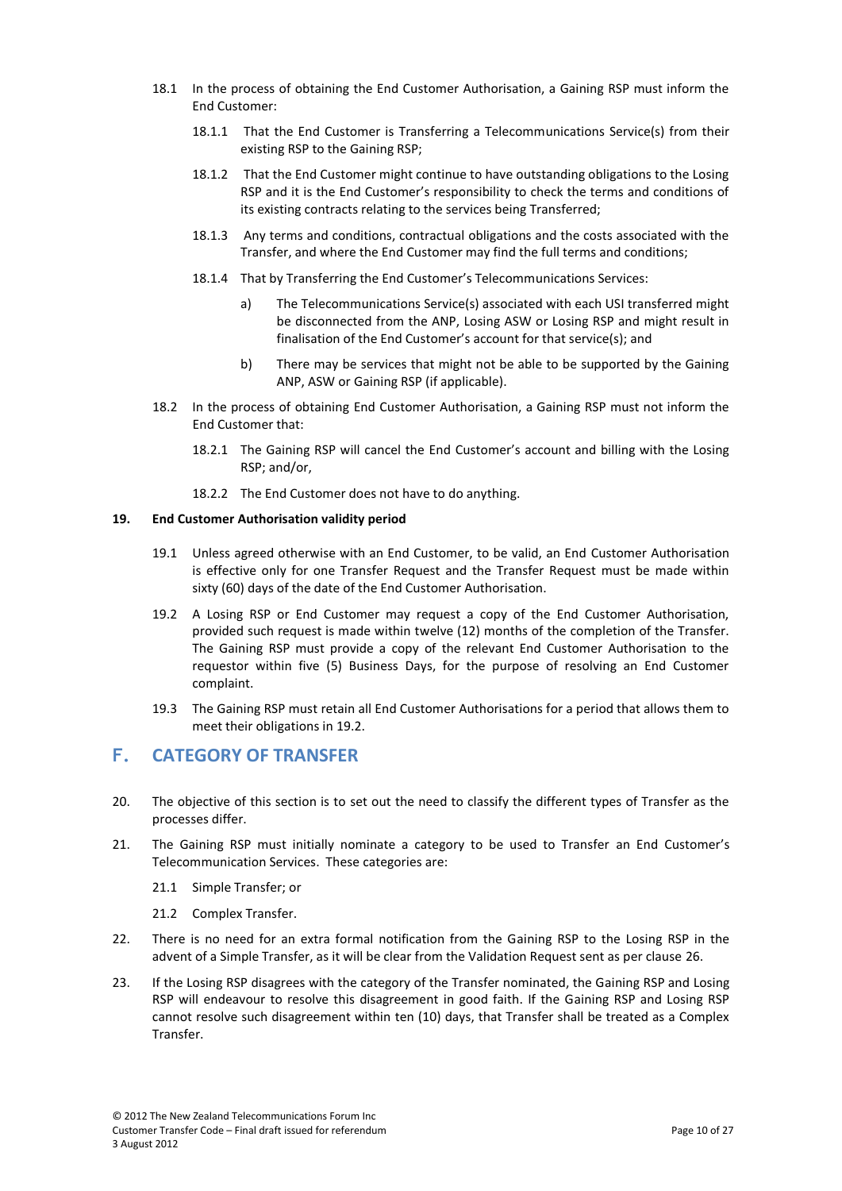18.1 In the process of obtaining the End Customer Authorisation, a Gaining RSP must inform the End Customer:

18.1.1 That the End Customer is Transferring a Telecommunications Service(s) from their existing RSP to the Gaining RSP;

18.1.2 That the End Customer might continue to have outstanding obligations to the Losing RSP and it is the End Customer's responsibility to check the terms and conditions of its existing contracts relating to the services being Transferred;

18.1.3 Any terms and conditions, contractual obligations and the costs associated with the Transfer, and where the End Customer may find the full terms and conditions;

18.1.4 That by Transferring the End Customer's Telecommunications Services:

a) The Telecommunications Service(s) associated with each USI transferred might be disconnected from the ANP, Losing ASW or Losing RSP and might result in finalisation of the End Customer's account for that service(s); and

b) There may be services that might not be able to be supported by the Gaining ANP, ASW or Gaining RSP (if applicable).

18.2 In the process of obtaining End Customer Authorisation, a Gaining RSP must not inform the End Customer that:

18.2.1 The Gaining RSP will cancel the End Customer's account and billing with the Losing RSP; and/or,

18.2.2 The End Customer does not have to do anything.

**19. End Customer Authorisation validity period**

19.1 Unless agreed otherwise with an End Customer, to be valid, an End Customer Authorisation is effective only for one Transfer Request and the Transfer Request must be made within sixty (60) days of the date of the End Customer Authorisation.

19.2 A Losing RSP or End Customer may request a copy of the End Customer Authorisation, provided such request is made within twelve (12) months of the completion of the Transfer. The Gaining RSP must provide a copy of the relevant End Customer Authorisation to the requestor within five (5) Business Days, for the purpose of resolving an End Customer complaint.

19.3 The Gaining RSP must retain all End Customer Authorisations for a period that allows them to meet their obligations in 19.2.

## F. CATEGORY OF TRANSFER

20. The objective of this section is to set out the need to classify the different types of Transfer as the processes differ.

21. The Gaining RSP must initially nominate a category to be used to Transfer an End Customer's Telecommunication Services. These categories are:

21.1 Simple Transfer; or

21.2 Complex Transfer.

22. There is no need for an extra formal notification from the Gaining RSP to the Losing RSP in the advent of a Simple Transfer, as it will be clear from the Validation Request sent as per clause 26.

23. If the Losing RSP disagrees with the category of the Transfer nominated, the Gaining RSP and Losing RSP will endeavour to resolve this disagreement in good faith. If the Gaining RSP and Losing RSP cannot resolve such disagreement within ten (10) days, that Transfer shall be treated as a Complex Transfer.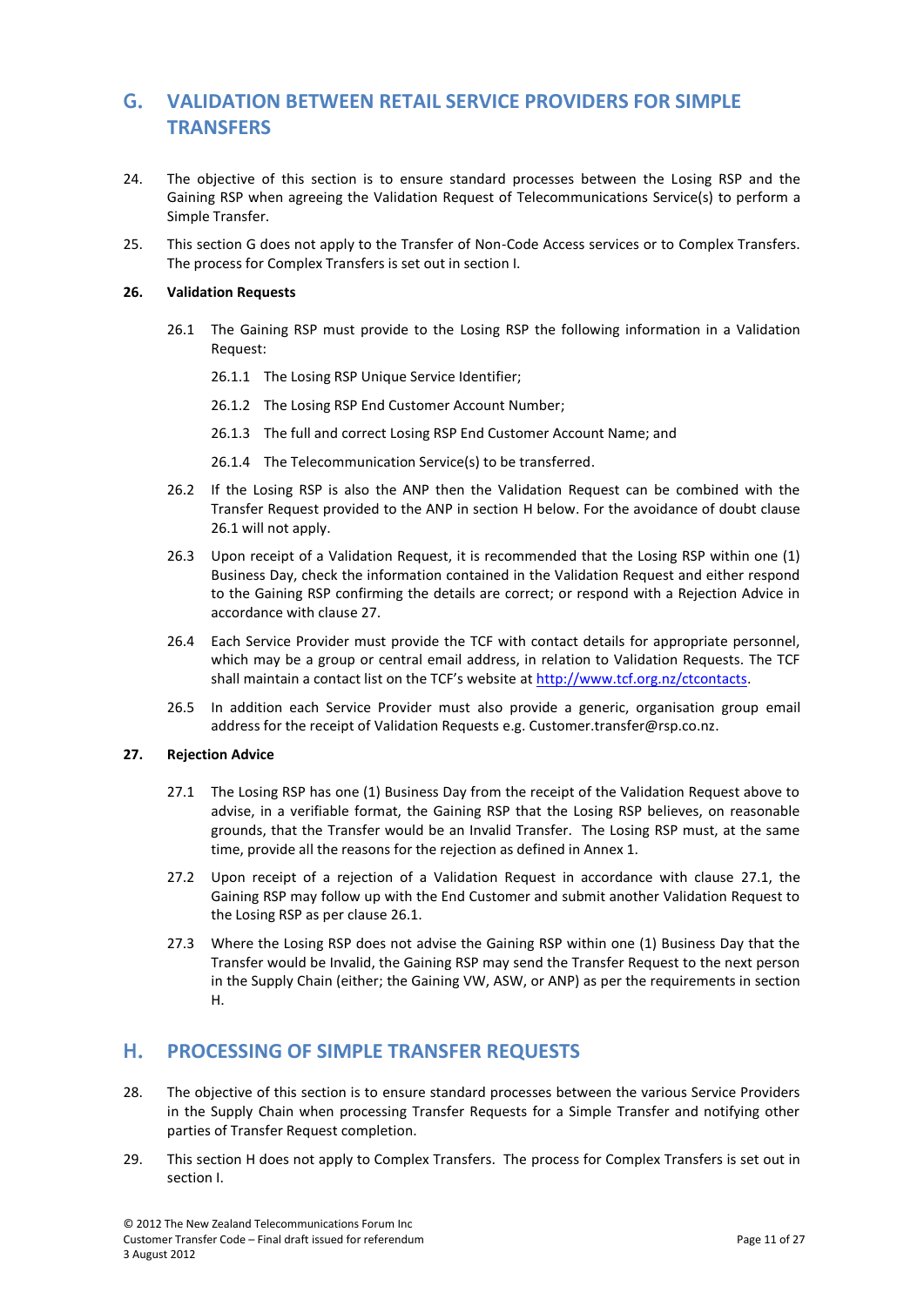## G. VALIDATION BETWEEN RETAIL SERVICE PROVIDERS FOR SIMPLE TRANSFERS

24. The objective of this section is to ensure standard processes between the Losing RSP and the Gaining RSP when agreeing the Validation Request of Telecommunications Service(s) to perform a Simple Transfer.

25. This section G does not apply to the Transfer of Non-Code Access services or to Complex Transfers. The process for Complex Transfers is set out in section I.

**26. Validation Requests**

26.1 The Gaining RSP must provide to the Losing RSP the following information in a Validation Request:

26.1.1 The Losing RSP Unique Service Identifier;

26.1.2 The Losing RSP End Customer Account Number;

26.1.3 The full and correct Losing RSP End Customer Account Name; and

26.1.4 The Telecommunication Service(s) to be transferred.

26.2 If the Losing RSP is also the ANP then the Validation Request can be combined with the Transfer Request provided to the ANP in section H below. For the avoidance of doubt clause 26.1 will not apply.

26.3 Upon receipt of a Validation Request, it is recommended that the Losing RSP within one (1) Business Day, check the information contained in the Validation Request and either respond to the Gaining RSP confirming the details are correct; or respond with a Rejection Advice in accordance with clause 27.

26.4 Each Service Provider must provide the TCF with contact details for appropriate personnel, which may be a group or central email address, in relation to Validation Requests. The TCF shall maintain a contact list on the TCF's website at http://www.tcf.org.nz/ctcontacts.

26.5 In addition each Service Provider must also provide a generic, organisation group email address for the receipt of Validation Requests e.g. Customer.transfer@rsp.co.nz.

**27. Rejection Advice**

27.1 The Losing RSP has one (1) Business Day from the receipt of the Validation Request above to advise, in a verifiable format, the Gaining RSP that the Losing RSP believes, on reasonable grounds, that the Transfer would be an Invalid Transfer. The Losing RSP must, at the same time, provide all the reasons for the rejection as defined in Annex 1.

27.2 Upon receipt of a rejection of a Validation Request in accordance with clause 27.1, the Gaining RSP may follow up with the End Customer and submit another Validation Request to the Losing RSP as per clause 26.1.

27.3 Where the Losing RSP does not advise the Gaining RSP within one (1) Business Day that the Transfer would be Invalid, the Gaining RSP may send the Transfer Request to the next person in the Supply Chain (either; the Gaining VW, ASW, or ANP) as per the requirements in section H.

## H. PROCESSING OF SIMPLE TRANSFER REQUESTS

28. The objective of this section is to ensure standard processes between the various Service Providers in the Supply Chain when processing Transfer Requests for a Simple Transfer and notifying other parties of Transfer Request completion.

29. This section H does not apply to Complex Transfers. The process for Complex Transfers is set out in section I.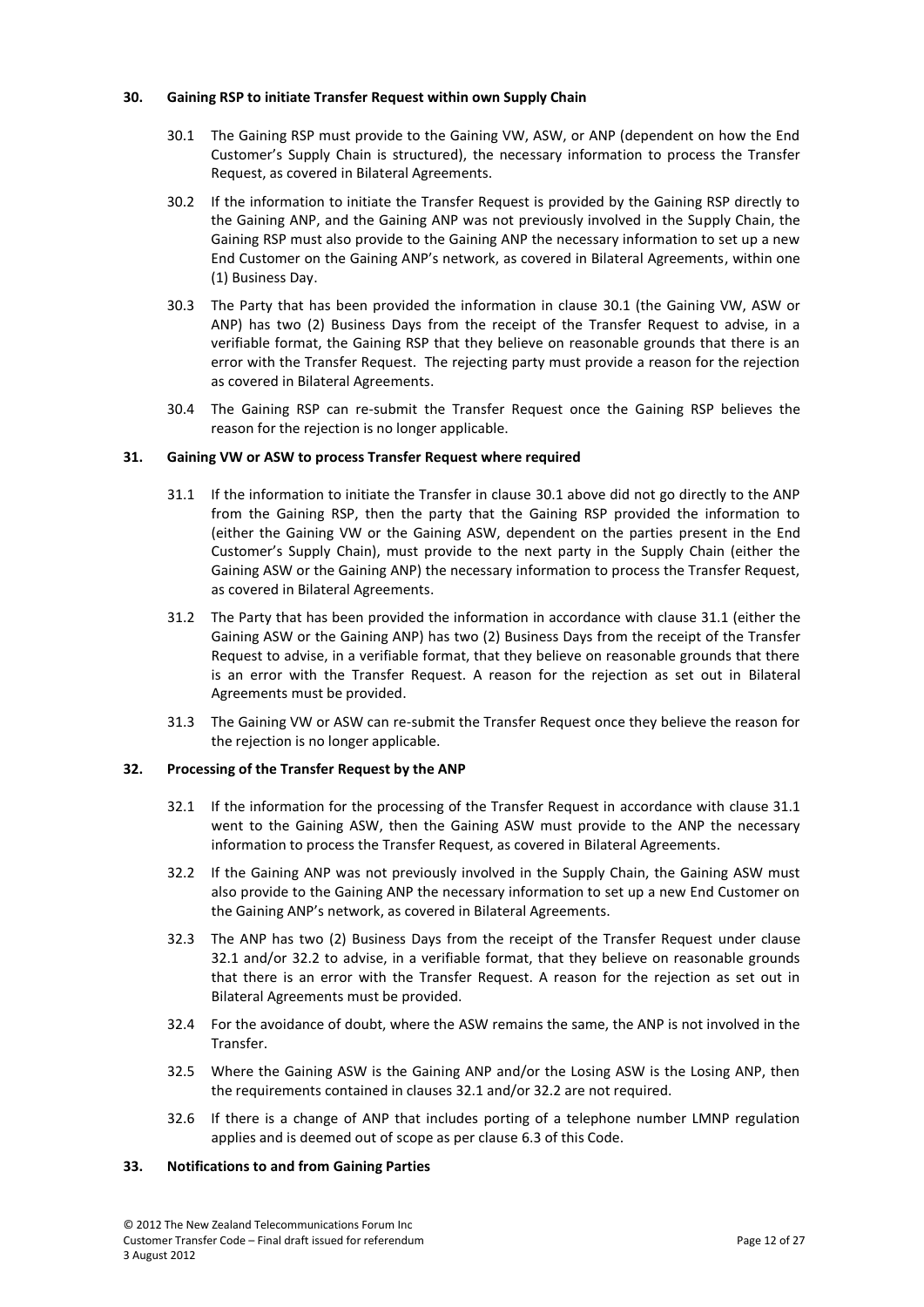## 30. Gaining RSP to initiate Transfer Request within own Supply Chain

30.1 The Gaining RSP must provide to the Gaining VW, ASW, or ANP (dependent on how the End Customer's Supply Chain is structured), the necessary information to process the Transfer Request, as covered in Bilateral Agreements.

30.2 If the information to initiate the Transfer Request is provided by the Gaining RSP directly to the Gaining ANP, and the Gaining ANP was not previously involved in the Supply Chain, the Gaining RSP must also provide to the Gaining ANP the necessary information to set up a new End Customer on the Gaining ANP's network, as covered in Bilateral Agreements, within one (1) Business Day.

30.3 The Party that has been provided the information in clause 30.1 (the Gaining VW, ASW or ANP) has two (2) Business Days from the receipt of the Transfer Request to advise, in a verifiable format, the Gaining RSP that they believe on reasonable grounds that there is an error with the Transfer Request. The rejecting party must provide a reason for the rejection as covered in Bilateral Agreements.

30.4 The Gaining RSP can re-submit the Transfer Request once the Gaining RSP believes the reason for the rejection is no longer applicable.

## 31. Gaining VW or ASW to process Transfer Request where required

31.1 If the information to initiate the Transfer in clause 30.1 above did not go directly to the ANP from the Gaining RSP, then the party that the Gaining RSP provided the information to (either the Gaining VW or the Gaining ASW, dependent on the parties present in the End Customer's Supply Chain), must provide to the next party in the Supply Chain (either the Gaining ASW or the Gaining ANP) the necessary information to process the Transfer Request, as covered in Bilateral Agreements.

31.2 The Party that has been provided the information in accordance with clause 31.1 (either the Gaining ASW or the Gaining ANP) has two (2) Business Days from the receipt of the Transfer Request to advise, in a verifiable format, that they believe on reasonable grounds that there is an error with the Transfer Request. A reason for the rejection as set out in Bilateral Agreements must be provided.

31.3 The Gaining VW or ASW can re-submit the Transfer Request once they believe the reason for the rejection is no longer applicable.

## 32. Processing of the Transfer Request by the ANP

32.1 If the information for the processing of the Transfer Request in accordance with clause 31.1 went to the Gaining ASW, then the Gaining ASW must provide to the ANP the necessary information to process the Transfer Request, as covered in Bilateral Agreements.

32.2 If the Gaining ANP was not previously involved in the Supply Chain, the Gaining ASW must also provide to the Gaining ANP the necessary information to set up a new End Customer on the Gaining ANP's network, as covered in Bilateral Agreements.

32.3 The ANP has two (2) Business Days from the receipt of the Transfer Request under clause 32.1 and/or 32.2 to advise, in a verifiable format, that they believe on reasonable grounds that there is an error with the Transfer Request. A reason for the rejection as set out in Bilateral Agreements must be provided.

32.4 For the avoidance of doubt, where the ASW remains the same, the ANP is not involved in the Transfer.

32.5 Where the Gaining ASW is the Gaining ANP and/or the Losing ASW is the Losing ANP, then the requirements contained in clauses 32.1 and/or 32.2 are not required.

32.6 If there is a change of ANP that includes porting of a telephone number LMNP regulation applies and is deemed out of scope as per clause 6.3 of this Code.

## 33. Notifications to and from Gaining Parties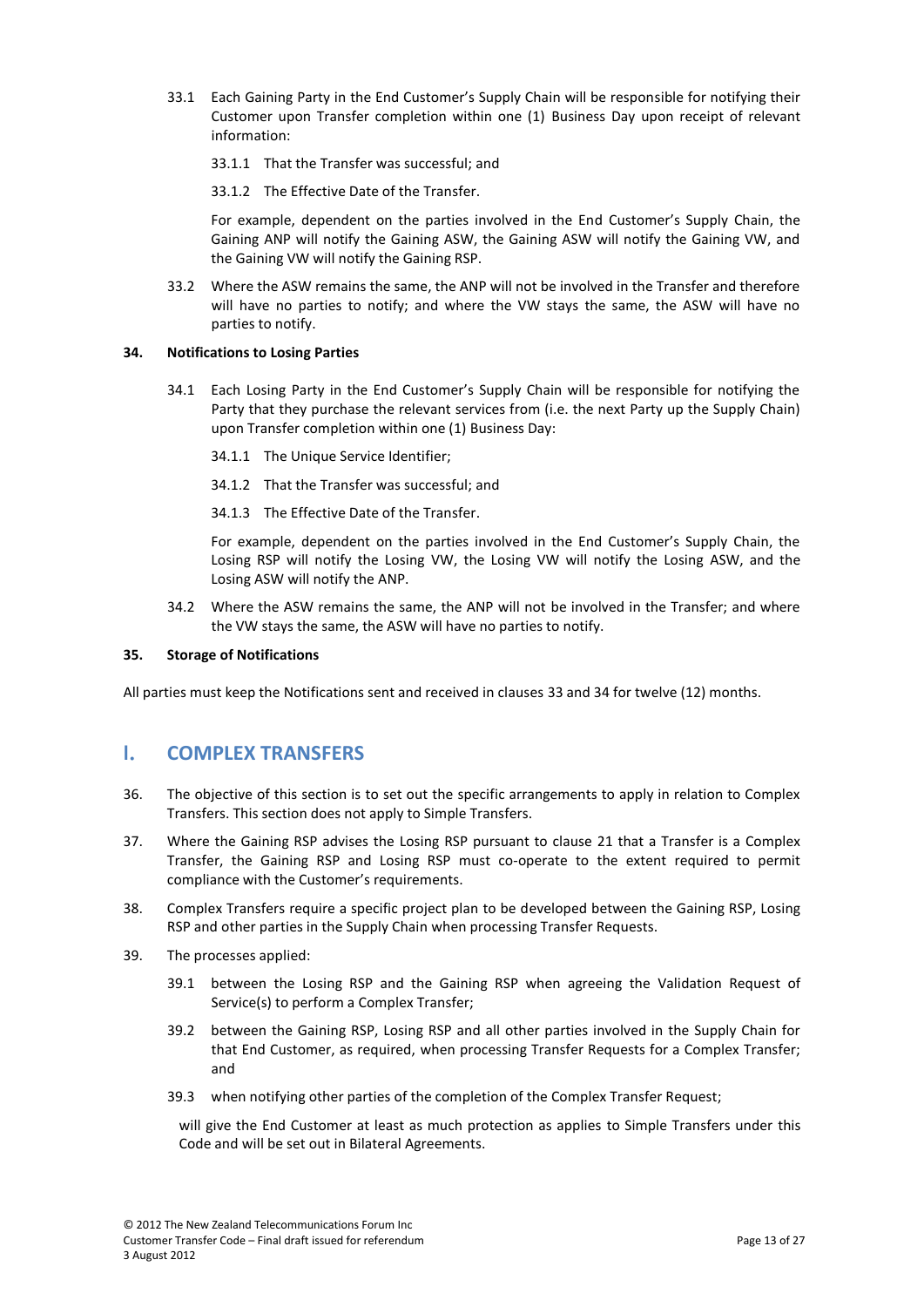33.1 Each Gaining Party in the End Customer's Supply Chain will be responsible for notifying their Customer upon Transfer completion within one (1) Business Day upon receipt of relevant information:

33.1.1 That the Transfer was successful; and

33.1.2 The Effective Date of the Transfer.

For example, dependent on the parties involved in the End Customer's Supply Chain, the Gaining ANP will notify the Gaining ASW, the Gaining ASW will notify the Gaining VW, and the Gaining VW will notify the Gaining RSP.

33.2 Where the ASW remains the same, the ANP will not be involved in the Transfer and therefore will have no parties to notify; and where the VW stays the same, the ASW will have no parties to notify.

**34. Notifications to Losing Parties**

34.1 Each Losing Party in the End Customer's Supply Chain will be responsible for notifying the Party that they purchase the relevant services from (i.e. the next Party up the Supply Chain) upon Transfer completion within one (1) Business Day:

34.1.1 The Unique Service Identifier;

34.1.2 That the Transfer was successful; and

34.1.3 The Effective Date of the Transfer.

For example, dependent on the parties involved in the End Customer's Supply Chain, the Losing RSP will notify the Losing VW, the Losing VW will notify the Losing ASW, and the Losing ASW will notify the ANP.

34.2 Where the ASW remains the same, the ANP will not be involved in the Transfer; and where the VW stays the same, the ASW will have no parties to notify.

**35. Storage of Notifications**

All parties must keep the Notifications sent and received in clauses 33 and 34 for twelve (12) months.

## I. COMPLEX TRANSFERS

36. The objective of this section is to set out the specific arrangements to apply in relation to Complex Transfers. This section does not apply to Simple Transfers.

37. Where the Gaining RSP advises the Losing RSP pursuant to clause 21 that a Transfer is a Complex Transfer, the Gaining RSP and Losing RSP must co-operate to the extent required to permit compliance with the Customer's requirements.

38. Complex Transfers require a specific project plan to be developed between the Gaining RSP, Losing RSP and other parties in the Supply Chain when processing Transfer Requests.

39. The processes applied:

39.1 between the Losing RSP and the Gaining RSP when agreeing the Validation Request of Service(s) to perform a Complex Transfer;

39.2 between the Gaining RSP, Losing RSP and all other parties involved in the Supply Chain for that End Customer, as required, when processing Transfer Requests for a Complex Transfer; and

39.3 when notifying other parties of the completion of the Complex Transfer Request;

will give the End Customer at least as much protection as applies to Simple Transfers under this Code and will be set out in Bilateral Agreements.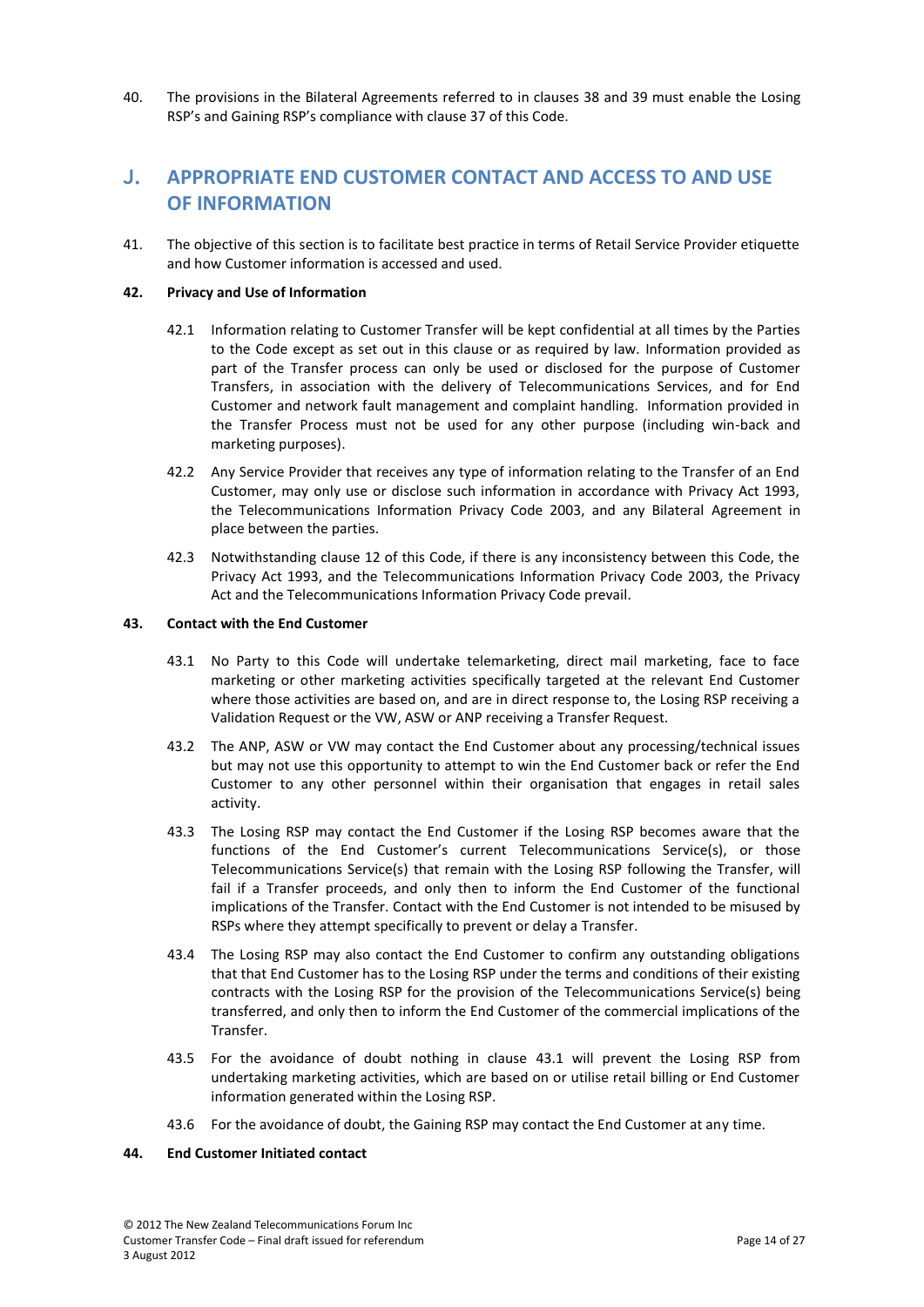40. The provisions in the Bilateral Agreements referred to in clauses 38 and 39 must enable the Losing RSP's and Gaining RSP's compliance with clause 37 of this Code.

## J. APPROPRIATE END CUSTOMER CONTACT AND ACCESS TO AND USE OF INFORMATION

41. The objective of this section is to facilitate best practice in terms of Retail Service Provider etiquette and how Customer information is accessed and used.

**42. Privacy and Use of Information**

42.1 Information relating to Customer Transfer will be kept confidential at all times by the Parties to the Code except as set out in this clause or as required by law. Information provided as part of the Transfer process can only be used or disclosed for the purpose of Customer Transfers, in association with the delivery of Telecommunications Services, and for End Customer and network fault management and complaint handling. Information provided in the Transfer Process must not be used for any other purpose (including win-back and marketing purposes).

42.2 Any Service Provider that receives any type of information relating to the Transfer of an End Customer, may only use or disclose such information in accordance with Privacy Act 1993, the Telecommunications Information Privacy Code 2003, and any Bilateral Agreement in place between the parties.

42.3 Notwithstanding clause 12 of this Code, if there is any inconsistency between this Code, the Privacy Act 1993, and the Telecommunications Information Privacy Code 2003, the Privacy Act and the Telecommunications Information Privacy Code prevail.

**43. Contact with the End Customer**

43.1 No Party to this Code will undertake telemarketing, direct mail marketing, face to face marketing or other marketing activities specifically targeted at the relevant End Customer where those activities are based on, and are in direct response to, the Losing RSP receiving a Validation Request or the VW, ASW or ANP receiving a Transfer Request.

43.2 The ANP, ASW or VW may contact the End Customer about any processing/technical issues but may not use this opportunity to attempt to win the End Customer back or refer the End Customer to any other personnel within their organisation that engages in retail sales activity.

43.3 The Losing RSP may contact the End Customer if the Losing RSP becomes aware that the functions of the End Customer's current Telecommunications Service(s), or those Telecommunications Service(s) that remain with the Losing RSP following the Transfer, will fail if a Transfer proceeds, and only then to inform the End Customer of the functional implications of the Transfer. Contact with the End Customer is not intended to be misused by RSPs where they attempt specifically to prevent or delay a Transfer.

43.4 The Losing RSP may also contact the End Customer to confirm any outstanding obligations that that End Customer has to the Losing RSP under the terms and conditions of their existing contracts with the Losing RSP for the provision of the Telecommunications Service(s) being transferred, and only then to inform the End Customer of the commercial implications of the Transfer.

43.5 For the avoidance of doubt nothing in clause 43.1 will prevent the Losing RSP from undertaking marketing activities, which are based on or utilise retail billing or End Customer information generated within the Losing RSP.

43.6 For the avoidance of doubt, the Gaining RSP may contact the End Customer at any time.

**44. End Customer Initiated contact**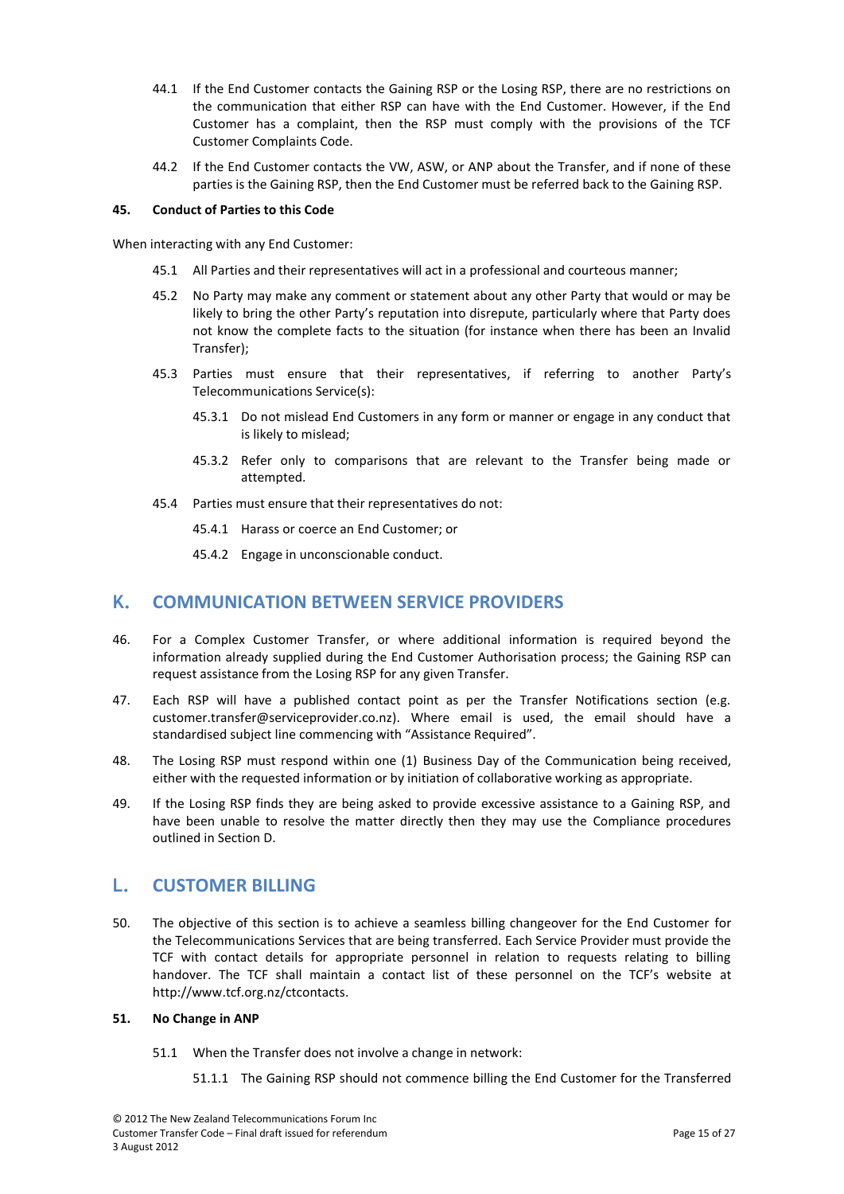44.1 If the End Customer contacts the Gaining RSP or the Losing RSP, there are no restrictions on the communication that either RSP can have with the End Customer. However, if the End Customer has a complaint, then the RSP must comply with the provisions of the TCF Customer Complaints Code.

44.2 If the End Customer contacts the VW, ASW, or ANP about the Transfer, and if none of these parties is the Gaining RSP, then the End Customer must be referred back to the Gaining RSP.

**45. Conduct of Parties to this Code**

When interacting with any End Customer:

45.1 All Parties and their representatives will act in a professional and courteous manner;

45.2 No Party may make any comment or statement about any other Party that would or may be likely to bring the other Party's reputation into disrepute, particularly where that Party does not know the complete facts to the situation (for instance when there has been an Invalid Transfer);

45.3 Parties must ensure that their representatives, if referring to another Party's Telecommunications Service(s):

45.3.1 Do not mislead End Customers in any form or manner or engage in any conduct that is likely to mislead;

45.3.2 Refer only to comparisons that are relevant to the Transfer being made or attempted.

45.4 Parties must ensure that their representatives do not:

45.4.1 Harass or coerce an End Customer; or

45.4.2 Engage in unconscionable conduct.

## K. COMMUNICATION BETWEEN SERVICE PROVIDERS

46. For a Complex Customer Transfer, or where additional information is required beyond the information already supplied during the End Customer Authorisation process; the Gaining RSP can request assistance from the Losing RSP for any given Transfer.

47. Each RSP will have a published contact point as per the Transfer Notifications section (e.g. customer.transfer@serviceprovider.co.nz). Where email is used, the email should have a standardised subject line commencing with "Assistance Required".

48. The Losing RSP must respond within one (1) Business Day of the Communication being received, either with the requested information or by initiation of collaborative working as appropriate.

49. If the Losing RSP finds they are being asked to provide excessive assistance to a Gaining RSP, and have been unable to resolve the matter directly then they may use the Compliance procedures outlined in Section D.

## L. CUSTOMER BILLING

50. The objective of this section is to achieve a seamless billing changeover for the End Customer for the Telecommunications Services that are being transferred. Each Service Provider must provide the TCF with contact details for appropriate personnel in relation to requests relating to billing handover. The TCF shall maintain a contact list of these personnel on the TCF's website at http://www.tcf.org.nz/ctcontacts.

**51. No Change in ANP**

51.1 When the Transfer does not involve a change in network:

51.1.1 The Gaining RSP should not commence billing the End Customer for the Transferred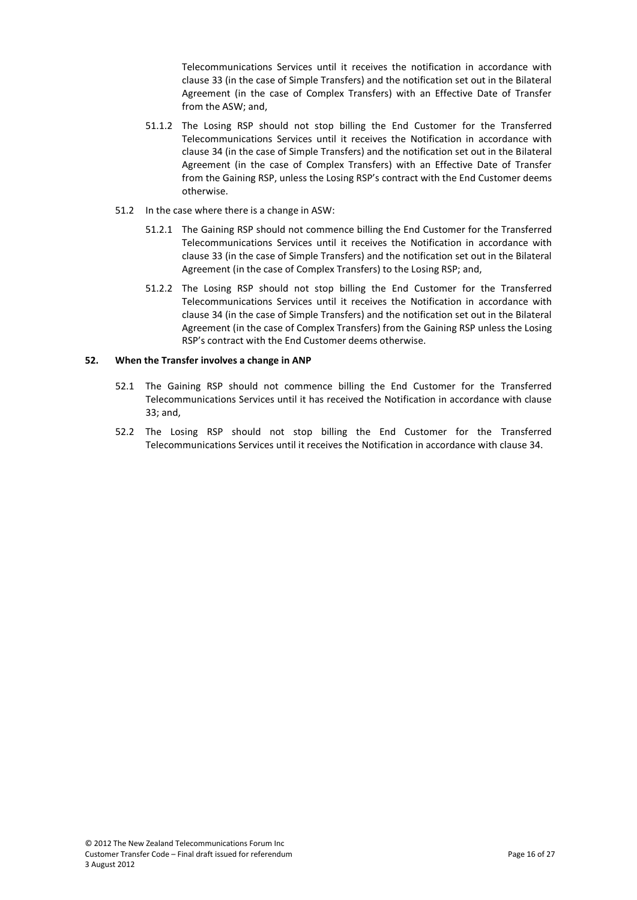Telecommunications Services until it receives the notification in accordance with clause 33 (in the case of Simple Transfers) and the notification set out in the Bilateral Agreement (in the case of Complex Transfers) with an Effective Date of Transfer from the ASW; and,

51.1.2 The Losing RSP should not stop billing the End Customer for the Transferred Telecommunications Services until it receives the Notification in accordance with clause 34 (in the case of Simple Transfers) and the notification set out in the Bilateral Agreement (in the case of Complex Transfers) with an Effective Date of Transfer from the Gaining RSP, unless the Losing RSP's contract with the End Customer deems otherwise.

51.2 In the case where there is a change in ASW:

51.2.1 The Gaining RSP should not commence billing the End Customer for the Transferred Telecommunications Services until it receives the Notification in accordance with clause 33 (in the case of Simple Transfers) and the notification set out in the Bilateral Agreement (in the case of Complex Transfers) to the Losing RSP; and,

51.2.2 The Losing RSP should not stop billing the End Customer for the Transferred Telecommunications Services until it receives the Notification in accordance with clause 34 (in the case of Simple Transfers) and the notification set out in the Bilateral Agreement (in the case of Complex Transfers) from the Gaining RSP unless the Losing RSP's contract with the End Customer deems otherwise.

**52. When the Transfer involves a change in ANP**

52.1 The Gaining RSP should not commence billing the End Customer for the Transferred Telecommunications Services until it has received the Notification in accordance with clause 33; and,

52.2 The Losing RSP should not stop billing the End Customer for the Transferred Telecommunications Services until it receives the Notification in accordance with clause 34.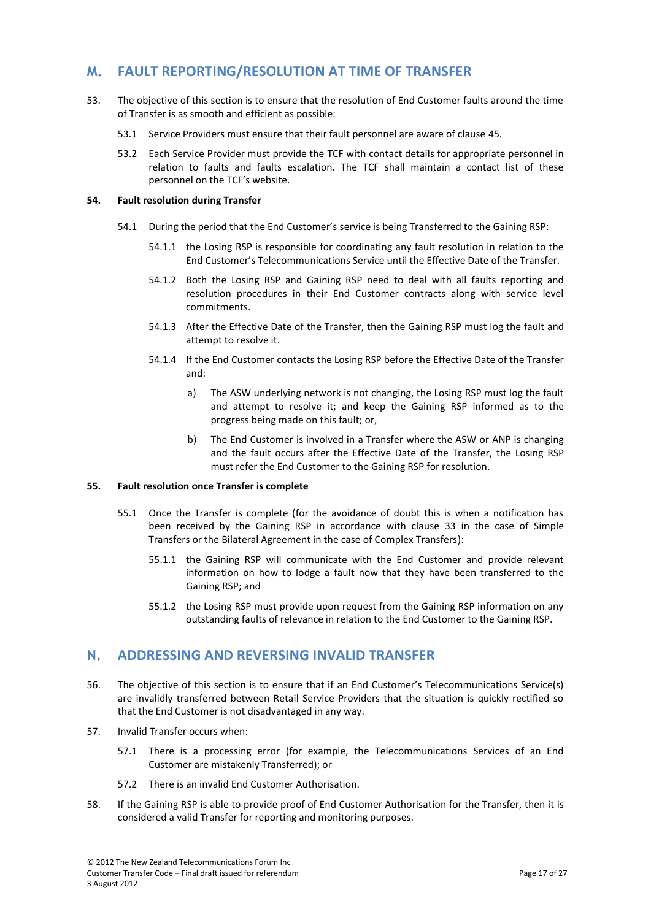## M. FAULT REPORTING/RESOLUTION AT TIME OF TRANSFER

53. The objective of this section is to ensure that the resolution of End Customer faults around the time of Transfer is as smooth and efficient as possible:

    53.1 Service Providers must ensure that their fault personnel are aware of clause 45.

    53.2 Each Service Provider must provide the TCF with contact details for appropriate personnel in relation to faults and faults escalation. The TCF shall maintain a contact list of these personnel on the TCF's website.

**54. Fault resolution during Transfer**

54.1 During the period that the End Customer's service is being Transferred to the Gaining RSP:

54.1.1 the Losing RSP is responsible for coordinating any fault resolution in relation to the End Customer's Telecommunications Service until the Effective Date of the Transfer.

54.1.2 Both the Losing RSP and Gaining RSP need to deal with all faults reporting and resolution procedures in their End Customer contracts along with service level commitments.

54.1.3 After the Effective Date of the Transfer, then the Gaining RSP must log the fault and attempt to resolve it.

54.1.4 If the End Customer contacts the Losing RSP before the Effective Date of the Transfer and:

a) The ASW underlying network is not changing, the Losing RSP must log the fault and attempt to resolve it; and keep the Gaining RSP informed as to the progress being made on this fault; or,

b) The End Customer is involved in a Transfer where the ASW or ANP is changing and the fault occurs after the Effective Date of the Transfer, the Losing RSP must refer the End Customer to the Gaining RSP for resolution.

**55. Fault resolution once Transfer is complete**

55.1 Once the Transfer is complete (for the avoidance of doubt this is when a notification has been received by the Gaining RSP in accordance with clause 33 in the case of Simple Transfers or the Bilateral Agreement in the case of Complex Transfers):

55.1.1 the Gaining RSP will communicate with the End Customer and provide relevant information on how to lodge a fault now that they have been transferred to the Gaining RSP; and

55.1.2 the Losing RSP must provide upon request from the Gaining RSP information on any outstanding faults of relevance in relation to the End Customer to the Gaining RSP.

## N. ADDRESSING AND REVERSING INVALID TRANSFER

56. The objective of this section is to ensure that if an End Customer's Telecommunications Service(s) are invalidly transferred between Retail Service Providers that the situation is quickly rectified so that the End Customer is not disadvantaged in any way.

57. Invalid Transfer occurs when:

    57.1 There is a processing error (for example, the Telecommunications Services of an End Customer are mistakenly Transferred); or

    57.2 There is an invalid End Customer Authorisation.

58. If the Gaining RSP is able to provide proof of End Customer Authorisation for the Transfer, then it is considered a valid Transfer for reporting and monitoring purposes.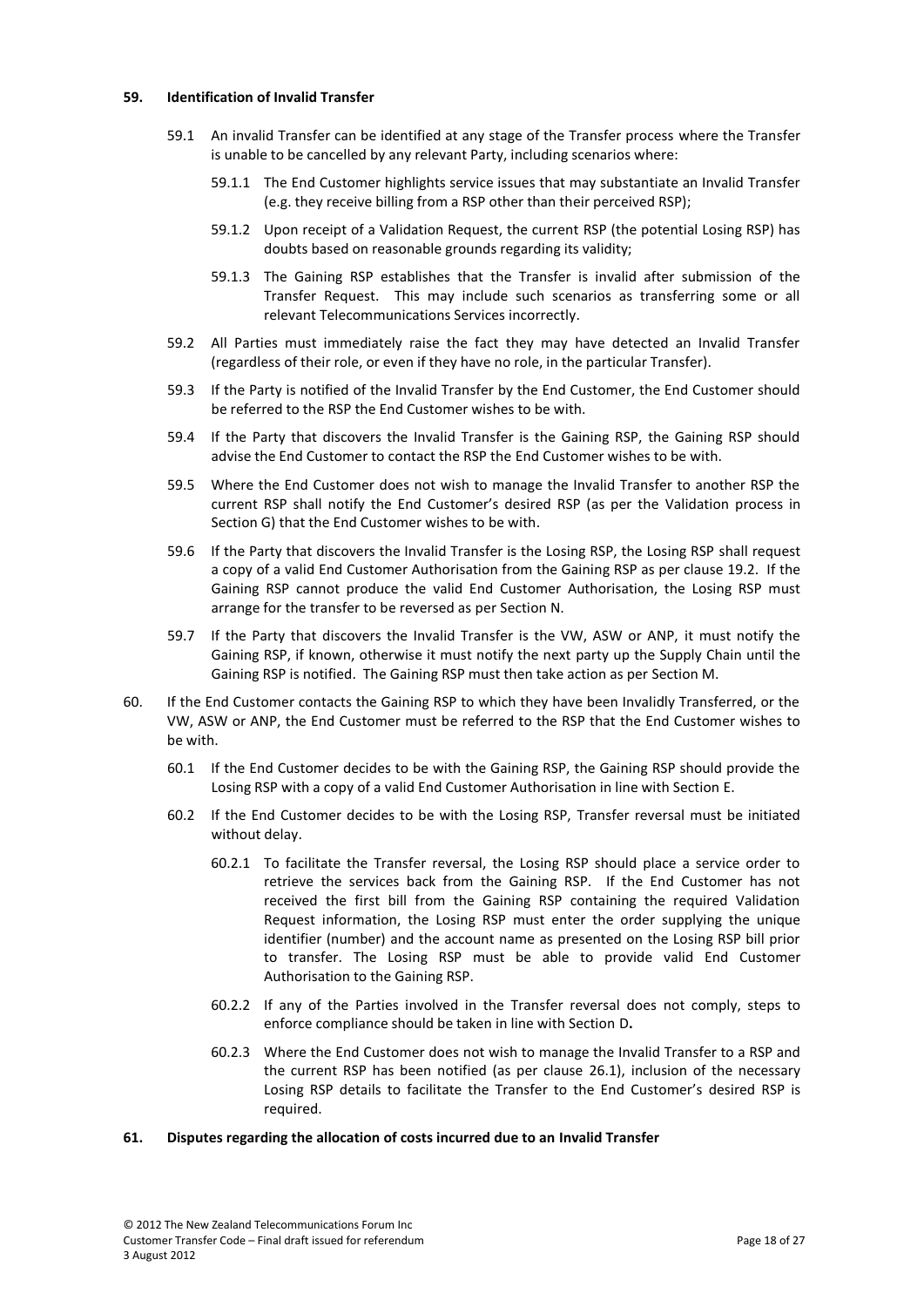**59. Identification of Invalid Transfer**

59.1 An invalid Transfer can be identified at any stage of the Transfer process where the Transfer is unable to be cancelled by any relevant Party, including scenarios where:

59.1.1 The End Customer highlights service issues that may substantiate an Invalid Transfer (e.g. they receive billing from a RSP other than their perceived RSP);

59.1.2 Upon receipt of a Validation Request, the current RSP (the potential Losing RSP) has doubts based on reasonable grounds regarding its validity;

59.1.3 The Gaining RSP establishes that the Transfer is invalid after submission of the Transfer Request. This may include such scenarios as transferring some or all relevant Telecommunications Services incorrectly.

59.2 All Parties must immediately raise the fact they may have detected an Invalid Transfer (regardless of their role, or even if they have no role, in the particular Transfer).

59.3 If the Party is notified of the Invalid Transfer by the End Customer, the End Customer should be referred to the RSP the End Customer wishes to be with.

59.4 If the Party that discovers the Invalid Transfer is the Gaining RSP, the Gaining RSP should advise the End Customer to contact the RSP the End Customer wishes to be with.

59.5 Where the End Customer does not wish to manage the Invalid Transfer to another RSP the current RSP shall notify the End Customer's desired RSP (as per the Validation process in Section G) that the End Customer wishes to be with.

59.6 If the Party that discovers the Invalid Transfer is the Losing RSP, the Losing RSP shall request a copy of a valid End Customer Authorisation from the Gaining RSP as per clause 19.2. If the Gaining RSP cannot produce the valid End Customer Authorisation, the Losing RSP must arrange for the transfer to be reversed as per Section N.

59.7 If the Party that discovers the Invalid Transfer is the VW, ASW or ANP, it must notify the Gaining RSP, if known, otherwise it must notify the next party up the Supply Chain until the Gaining RSP is notified. The Gaining RSP must then take action as per Section M.

60. If the End Customer contacts the Gaining RSP to which they have been Invalidly Transferred, or the VW, ASW or ANP, the End Customer must be referred to the RSP that the End Customer wishes to be with.

60.1 If the End Customer decides to be with the Gaining RSP, the Gaining RSP should provide the Losing RSP with a copy of a valid End Customer Authorisation in line with Section E.

60.2 If the End Customer decides to be with the Losing RSP, Transfer reversal must be initiated without delay.

60.2.1 To facilitate the Transfer reversal, the Losing RSP should place a service order to retrieve the services back from the Gaining RSP. If the End Customer has not received the first bill from the Gaining RSP containing the required Validation Request information, the Losing RSP must enter the order supplying the unique identifier (number) and the account name as presented on the Losing RSP bill prior to transfer. The Losing RSP must be able to provide valid End Customer Authorisation to the Gaining RSP.

60.2.2 If any of the Parties involved in the Transfer reversal does not comply, steps to enforce compliance should be taken in line with Section D**.**

60.2.3 Where the End Customer does not wish to manage the Invalid Transfer to a RSP and the current RSP has been notified (as per clause 26.1), inclusion of the necessary Losing RSP details to facilitate the Transfer to the End Customer's desired RSP is required.

**61. Disputes regarding the allocation of costs incurred due to an Invalid Transfer**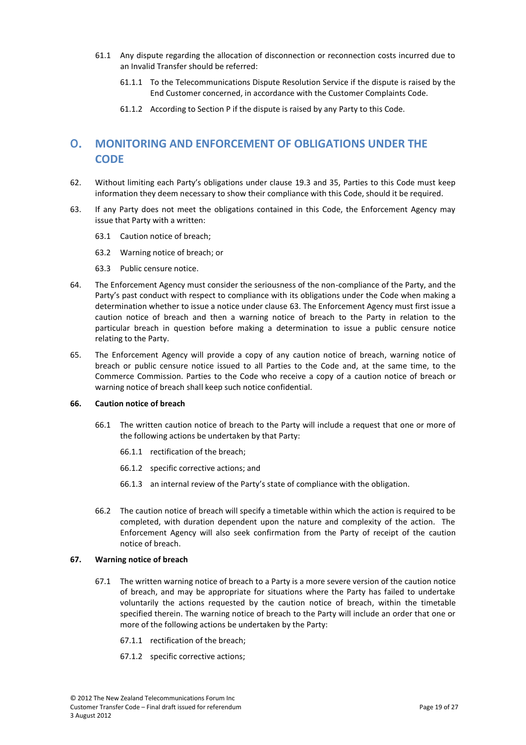61.1 Any dispute regarding the allocation of disconnection or reconnection costs incurred due to an Invalid Transfer should be referred:

61.1.1 To the Telecommunications Dispute Resolution Service if the dispute is raised by the End Customer concerned, in accordance with the Customer Complaints Code.

61.1.2 According to Section P if the dispute is raised by any Party to this Code.

## O. MONITORING AND ENFORCEMENT OF OBLIGATIONS UNDER THE CODE

62. Without limiting each Party's obligations under clause 19.3 and 35, Parties to this Code must keep information they deem necessary to show their compliance with this Code, should it be required.

63. If any Party does not meet the obligations contained in this Code, the Enforcement Agency may issue that Party with a written:

63.1 Caution notice of breach;

63.2 Warning notice of breach; or

63.3 Public censure notice.

64. The Enforcement Agency must consider the seriousness of the non-compliance of the Party, and the Party's past conduct with respect to compliance with its obligations under the Code when making a determination whether to issue a notice under clause 63. The Enforcement Agency must first issue a caution notice of breach and then a warning notice of breach to the Party in relation to the particular breach in question before making a determination to issue a public censure notice relating to the Party.

65. The Enforcement Agency will provide a copy of any caution notice of breach, warning notice of breach or public censure notice issued to all Parties to the Code and, at the same time, to the Commerce Commission. Parties to the Code who receive a copy of a caution notice of breach or warning notice of breach shall keep such notice confidential.

**66. Caution notice of breach**

66.1 The written caution notice of breach to the Party will include a request that one or more of the following actions be undertaken by that Party:

66.1.1 rectification of the breach;

66.1.2 specific corrective actions; and

66.1.3 an internal review of the Party's state of compliance with the obligation.

66.2 The caution notice of breach will specify a timetable within which the action is required to be completed, with duration dependent upon the nature and complexity of the action. The Enforcement Agency will also seek confirmation from the Party of receipt of the caution notice of breach.

**67. Warning notice of breach**

67.1 The written warning notice of breach to a Party is a more severe version of the caution notice of breach, and may be appropriate for situations where the Party has failed to undertake voluntarily the actions requested by the caution notice of breach, within the timetable specified therein. The warning notice of breach to the Party will include an order that one or more of the following actions be undertaken by the Party:

67.1.1 rectification of the breach;

67.1.2 specific corrective actions;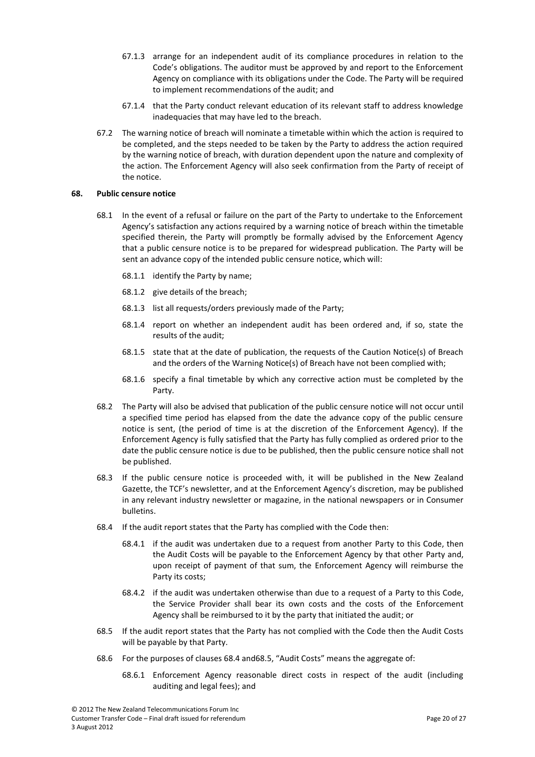67.1.3 arrange for an independent audit of its compliance procedures in relation to the Code's obligations. The auditor must be approved by and report to the Enforcement Agency on compliance with its obligations under the Code. The Party will be required to implement recommendations of the audit; and

67.1.4 that the Party conduct relevant education of its relevant staff to address knowledge inadequacies that may have led to the breach.

67.2 The warning notice of breach will nominate a timetable within which the action is required to be completed, and the steps needed to be taken by the Party to address the action required by the warning notice of breach, with duration dependent upon the nature and complexity of the action. The Enforcement Agency will also seek confirmation from the Party of receipt of the notice.

## 68. Public censure notice

68.1 In the event of a refusal or failure on the part of the Party to undertake to the Enforcement Agency's satisfaction any actions required by a warning notice of breach within the timetable specified therein, the Party will promptly be formally advised by the Enforcement Agency that a public censure notice is to be prepared for widespread publication. The Party will be sent an advance copy of the intended public censure notice, which will:

68.1.1 identify the Party by name;

68.1.2 give details of the breach;

68.1.3 list all requests/orders previously made of the Party;

68.1.4 report on whether an independent audit has been ordered and, if so, state the results of the audit;

68.1.5 state that at the date of publication, the requests of the Caution Notice(s) of Breach and the orders of the Warning Notice(s) of Breach have not been complied with;

68.1.6 specify a final timetable by which any corrective action must be completed by the Party.

68.2 The Party will also be advised that publication of the public censure notice will not occur until a specified time period has elapsed from the date the advance copy of the public censure notice is sent, (the period of time is at the discretion of the Enforcement Agency). If the Enforcement Agency is fully satisfied that the Party has fully complied as ordered prior to the date the public censure notice is due to be published, then the public censure notice shall not be published.

68.3 If the public censure notice is proceeded with, it will be published in the New Zealand Gazette, the TCF's newsletter, and at the Enforcement Agency's discretion, may be published in any relevant industry newsletter or magazine, in the national newspapers or in Consumer bulletins.

68.4 If the audit report states that the Party has complied with the Code then:

68.4.1 if the audit was undertaken due to a request from another Party to this Code, then the Audit Costs will be payable to the Enforcement Agency by that other Party and, upon receipt of payment of that sum, the Enforcement Agency will reimburse the Party its costs;

68.4.2 if the audit was undertaken otherwise than due to a request of a Party to this Code, the Service Provider shall bear its own costs and the costs of the Enforcement Agency shall be reimbursed to it by the party that initiated the audit; or

68.5 If the audit report states that the Party has not complied with the Code then the Audit Costs will be payable by that Party.

68.6 For the purposes of clauses 68.4 and68.5, "Audit Costs" means the aggregate of:

68.6.1 Enforcement Agency reasonable direct costs in respect of the audit (including auditing and legal fees); and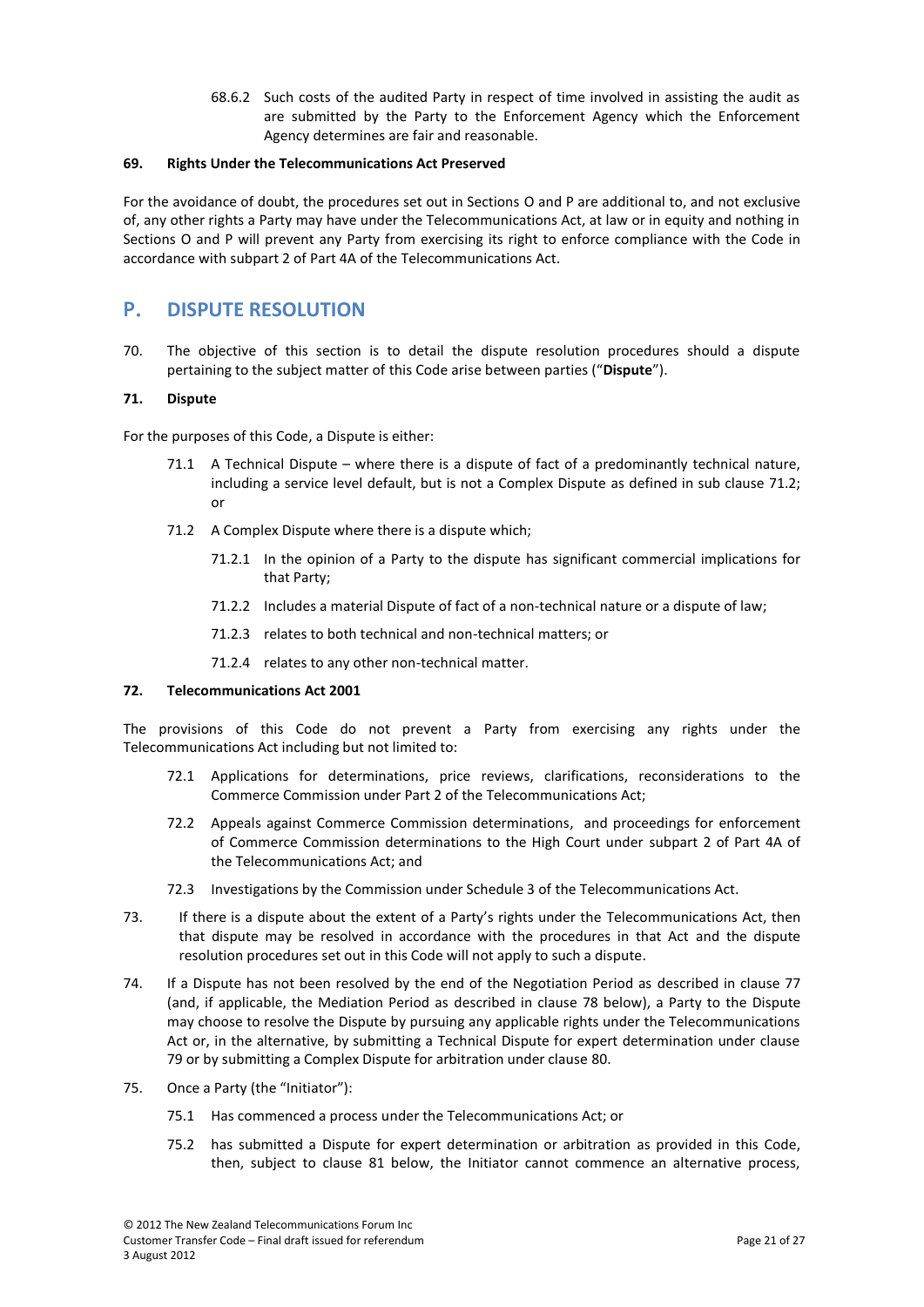68.6.2 Such costs of the audited Party in respect of time involved in assisting the audit as are submitted by the Party to the Enforcement Agency which the Enforcement Agency determines are fair and reasonable.

**69. Rights Under the Telecommunications Act Preserved**

For the avoidance of doubt, the procedures set out in Sections O and P are additional to, and not exclusive of, any other rights a Party may have under the Telecommunications Act, at law or in equity and nothing in Sections O and P will prevent any Party from exercising its right to enforce compliance with the Code in accordance with subpart 2 of Part 4A of the Telecommunications Act.

## P. DISPUTE RESOLUTION

70. The objective of this section is to detail the dispute resolution procedures should a dispute pertaining to the subject matter of this Code arise between parties ("**Dispute**").

**71. Dispute**

For the purposes of this Code, a Dispute is either:

71.1 A Technical Dispute – where there is a dispute of fact of a predominantly technical nature, including a service level default, but is not a Complex Dispute as defined in sub clause 71.2; or

71.2 A Complex Dispute where there is a dispute which;

71.2.1 In the opinion of a Party to the dispute has significant commercial implications for that Party;

71.2.2 Includes a material Dispute of fact of a non-technical nature or a dispute of law;

71.2.3 relates to both technical and non-technical matters; or

71.2.4 relates to any other non-technical matter.

**72. Telecommunications Act 2001**

The provisions of this Code do not prevent a Party from exercising any rights under the Telecommunications Act including but not limited to:

72.1 Applications for determinations, price reviews, clarifications, reconsiderations to the Commerce Commission under Part 2 of the Telecommunications Act;

72.2 Appeals against Commerce Commission determinations, and proceedings for enforcement of Commerce Commission determinations to the High Court under subpart 2 of Part 4A of the Telecommunications Act; and

72.3 Investigations by the Commission under Schedule 3 of the Telecommunications Act.

73. If there is a dispute about the extent of a Party's rights under the Telecommunications Act, then that dispute may be resolved in accordance with the procedures in that Act and the dispute resolution procedures set out in this Code will not apply to such a dispute.

74. If a Dispute has not been resolved by the end of the Negotiation Period as described in clause 77 (and, if applicable, the Mediation Period as described in clause 78 below), a Party to the Dispute may choose to resolve the Dispute by pursuing any applicable rights under the Telecommunications Act or, in the alternative, by submitting a Technical Dispute for expert determination under clause 79 or by submitting a Complex Dispute for arbitration under clause 80.

75. Once a Party (the "Initiator"):

75.1 Has commenced a process under the Telecommunications Act; or

75.2 has submitted a Dispute for expert determination or arbitration as provided in this Code, then, subject to clause 81 below, the Initiator cannot commence an alternative process,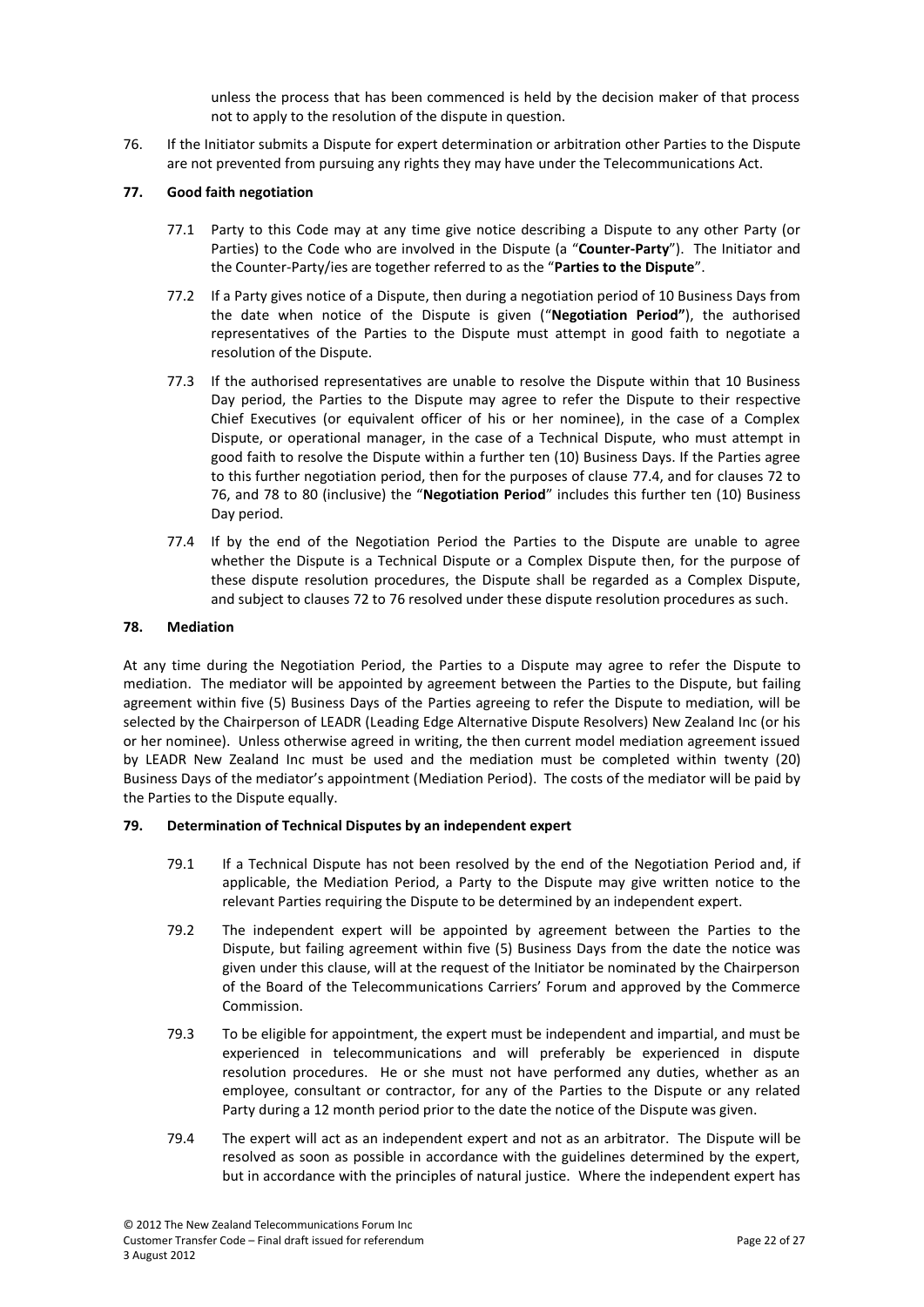unless the process that has been commenced is held by the decision maker of that process not to apply to the resolution of the dispute in question.

76. If the Initiator submits a Dispute for expert determination or arbitration other Parties to the Dispute are not prevented from pursuing any rights they may have under the Telecommunications Act.

### 77. Good faith negotiation

77.1 Party to this Code may at any time give notice describing a Dispute to any other Party (or Parties) to the Code who are involved in the Dispute (a "**Counter-Party**"). The Initiator and the Counter-Party/ies are together referred to as the "**Parties to the Dispute**".

77.2 If a Party gives notice of a Dispute, then during a negotiation period of 10 Business Days from the date when notice of the Dispute is given ("**Negotiation Period"**), the authorised representatives of the Parties to the Dispute must attempt in good faith to negotiate a resolution of the Dispute.

77.3 If the authorised representatives are unable to resolve the Dispute within that 10 Business Day period, the Parties to the Dispute may agree to refer the Dispute to their respective Chief Executives (or equivalent officer of his or her nominee), in the case of a Complex Dispute, or operational manager, in the case of a Technical Dispute, who must attempt in good faith to resolve the Dispute within a further ten (10) Business Days. If the Parties agree to this further negotiation period, then for the purposes of clause 77.4, and for clauses 72 to 76, and 78 to 80 (inclusive) the "**Negotiation Period**" includes this further ten (10) Business Day period.

77.4 If by the end of the Negotiation Period the Parties to the Dispute are unable to agree whether the Dispute is a Technical Dispute or a Complex Dispute then, for the purpose of these dispute resolution procedures, the Dispute shall be regarded as a Complex Dispute, and subject to clauses 72 to 76 resolved under these dispute resolution procedures as such.

### 78. Mediation

At any time during the Negotiation Period, the Parties to a Dispute may agree to refer the Dispute to mediation. The mediator will be appointed by agreement between the Parties to the Dispute, but failing agreement within five (5) Business Days of the Parties agreeing to refer the Dispute to mediation, will be selected by the Chairperson of LEADR (Leading Edge Alternative Dispute Resolvers) New Zealand Inc (or his or her nominee). Unless otherwise agreed in writing, the then current model mediation agreement issued by LEADR New Zealand Inc must be used and the mediation must be completed within twenty (20) Business Days of the mediator's appointment (Mediation Period). The costs of the mediator will be paid by the Parties to the Dispute equally.

### 79. Determination of Technical Disputes by an independent expert

79.1 If a Technical Dispute has not been resolved by the end of the Negotiation Period and, if applicable, the Mediation Period, a Party to the Dispute may give written notice to the relevant Parties requiring the Dispute to be determined by an independent expert.

79.2 The independent expert will be appointed by agreement between the Parties to the Dispute, but failing agreement within five (5) Business Days from the date the notice was given under this clause, will at the request of the Initiator be nominated by the Chairperson of the Board of the Telecommunications Carriers' Forum and approved by the Commerce Commission.

79.3 To be eligible for appointment, the expert must be independent and impartial, and must be experienced in telecommunications and will preferably be experienced in dispute resolution procedures. He or she must not have performed any duties, whether as an employee, consultant or contractor, for any of the Parties to the Dispute or any related Party during a 12 month period prior to the date the notice of the Dispute was given.

79.4 The expert will act as an independent expert and not as an arbitrator. The Dispute will be resolved as soon as possible in accordance with the guidelines determined by the expert, but in accordance with the principles of natural justice. Where the independent expert has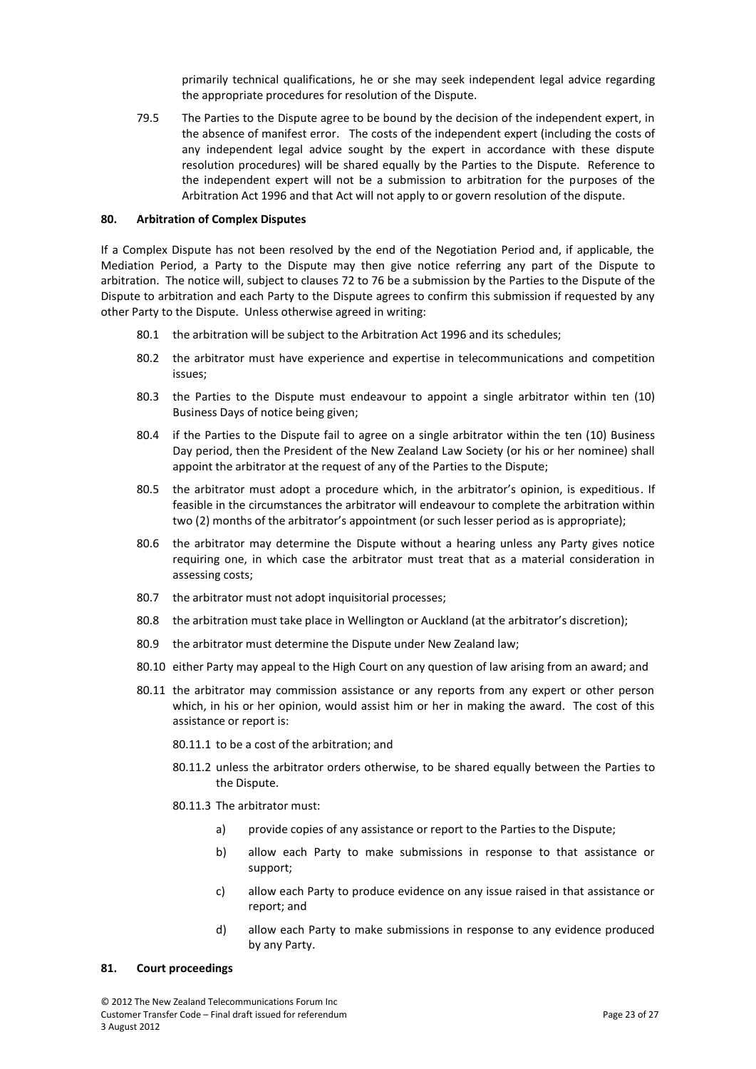primarily technical qualifications, he or she may seek independent legal advice regarding the appropriate procedures for resolution of the Dispute.

79.5 The Parties to the Dispute agree to be bound by the decision of the independent expert, in the absence of manifest error. The costs of the independent expert (including the costs of any independent legal advice sought by the expert in accordance with these dispute resolution procedures) will be shared equally by the Parties to the Dispute. Reference to the independent expert will not be a submission to arbitration for the purposes of the Arbitration Act 1996 and that Act will not apply to or govern resolution of the dispute.

#### 80. Arbitration of Complex Disputes

If a Complex Dispute has not been resolved by the end of the Negotiation Period and, if applicable, the Mediation Period, a Party to the Dispute may then give notice referring any part of the Dispute to arbitration. The notice will, subject to clauses 72 to 76 be a submission by the Parties to the Dispute of the Dispute to arbitration and each Party to the Dispute agrees to confirm this submission if requested by any other Party to the Dispute. Unless otherwise agreed in writing:

80.1 the arbitration will be subject to the Arbitration Act 1996 and its schedules;

80.2 the arbitrator must have experience and expertise in telecommunications and competition issues;

80.3 the Parties to the Dispute must endeavour to appoint a single arbitrator within ten (10) Business Days of notice being given;

80.4 if the Parties to the Dispute fail to agree on a single arbitrator within the ten (10) Business Day period, then the President of the New Zealand Law Society (or his or her nominee) shall appoint the arbitrator at the request of any of the Parties to the Dispute;

80.5 the arbitrator must adopt a procedure which, in the arbitrator's opinion, is expeditious. If feasible in the circumstances the arbitrator will endeavour to complete the arbitration within two (2) months of the arbitrator's appointment (or such lesser period as is appropriate);

80.6 the arbitrator may determine the Dispute without a hearing unless any Party gives notice requiring one, in which case the arbitrator must treat that as a material consideration in assessing costs;

80.7 the arbitrator must not adopt inquisitorial processes;

80.8 the arbitration must take place in Wellington or Auckland (at the arbitrator's discretion);

80.9 the arbitrator must determine the Dispute under New Zealand law;

80.10 either Party may appeal to the High Court on any question of law arising from an award; and

80.11 the arbitrator may commission assistance or any reports from any expert or other person which, in his or her opinion, would assist him or her in making the award. The cost of this assistance or report is:

80.11.1 to be a cost of the arbitration; and

80.11.2 unless the arbitrator orders otherwise, to be shared equally between the Parties to the Dispute.

80.11.3 The arbitrator must:

a) provide copies of any assistance or report to the Parties to the Dispute;

b) allow each Party to make submissions in response to that assistance or support;

c) allow each Party to produce evidence on any issue raised in that assistance or report; and

d) allow each Party to make submissions in response to any evidence produced by any Party.

#### 81. Court proceedings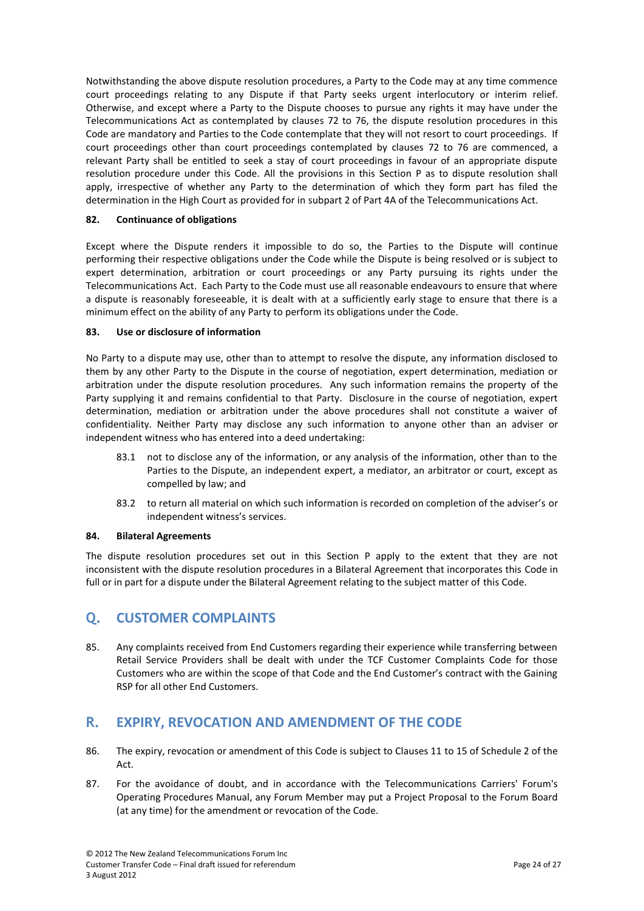Notwithstanding the above dispute resolution procedures, a Party to the Code may at any time commence court proceedings relating to any Dispute if that Party seeks urgent interlocutory or interim relief. Otherwise, and except where a Party to the Dispute chooses to pursue any rights it may have under the Telecommunications Act as contemplated by clauses 72 to 76, the dispute resolution procedures in this Code are mandatory and Parties to the Code contemplate that they will not resort to court proceedings. If court proceedings other than court proceedings contemplated by clauses 72 to 76 are commenced, a relevant Party shall be entitled to seek a stay of court proceedings in favour of an appropriate dispute resolution procedure under this Code. All the provisions in this Section P as to dispute resolution shall apply, irrespective of whether any Party to the determination of which they form part has filed the determination in the High Court as provided for in subpart 2 of Part 4A of the Telecommunications Act.

#### 82. Continuance of obligations

Except where the Dispute renders it impossible to do so, the Parties to the Dispute will continue performing their respective obligations under the Code while the Dispute is being resolved or is subject to expert determination, arbitration or court proceedings or any Party pursuing its rights under the Telecommunications Act. Each Party to the Code must use all reasonable endeavours to ensure that where a dispute is reasonably foreseeable, it is dealt with at a sufficiently early stage to ensure that there is a minimum effect on the ability of any Party to perform its obligations under the Code.

#### 83. Use or disclosure of information

No Party to a dispute may use, other than to attempt to resolve the dispute, any information disclosed to them by any other Party to the Dispute in the course of negotiation, expert determination, mediation or arbitration under the dispute resolution procedures. Any such information remains the property of the Party supplying it and remains confidential to that Party. Disclosure in the course of negotiation, expert determination, mediation or arbitration under the above procedures shall not constitute a waiver of confidentiality. Neither Party may disclose any such information to anyone other than an adviser or independent witness who has entered into a deed undertaking:

83.1 not to disclose any of the information, or any analysis of the information, other than to the Parties to the Dispute, an independent expert, a mediator, an arbitrator or court, except as compelled by law; and

83.2 to return all material on which such information is recorded on completion of the adviser's or independent witness's services.

#### 84. Bilateral Agreements

The dispute resolution procedures set out in this Section P apply to the extent that they are not inconsistent with the dispute resolution procedures in a Bilateral Agreement that incorporates this Code in full or in part for a dispute under the Bilateral Agreement relating to the subject matter of this Code.

## Q. CUSTOMER COMPLAINTS

85. Any complaints received from End Customers regarding their experience while transferring between Retail Service Providers shall be dealt with under the TCF Customer Complaints Code for those Customers who are within the scope of that Code and the End Customer's contract with the Gaining RSP for all other End Customers.

## R. EXPIRY, REVOCATION AND AMENDMENT OF THE CODE

86. The expiry, revocation or amendment of this Code is subject to Clauses 11 to 15 of Schedule 2 of the Act.

87. For the avoidance of doubt, and in accordance with the Telecommunications Carriers' Forum's Operating Procedures Manual, any Forum Member may put a Project Proposal to the Forum Board (at any time) for the amendment or revocation of the Code.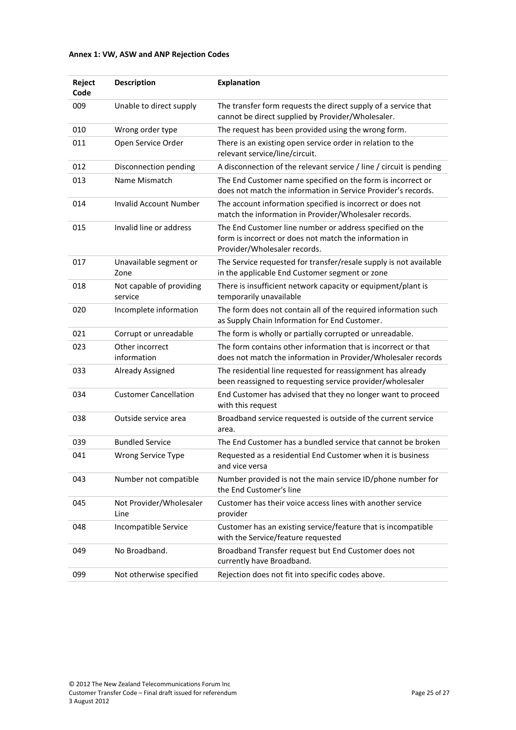**Annex 1: VW, ASW and ANP Rejection Codes**

| Reject Code | Description | Explanation |
|---|---|---|
| 009 | Unable to direct supply | The transfer form requests the direct supply of a service that cannot be direct supplied by Provider/Wholesaler. |
| 010 | Wrong order type | The request has been provided using the wrong form. |
| 011 | Open Service Order | There is an existing open service order in relation to the relevant service/line/circuit. |
| 012 | Disconnection pending | A disconnection of the relevant service / line / circuit is pending |
| 013 | Name Mismatch | The End Customer name specified on the form is incorrect or does not match the information in Service Provider's records. |
| 014 | Invalid Account Number | The account information specified is incorrect or does not match the information in Provider/Wholesaler records. |
| 015 | Invalid line or address | The End Customer line number or address specified on the form is incorrect or does not match the information in Provider/Wholesaler records. |
| 017 | Unavailable segment or Zone | The Service requested for transfer/resale supply is not available in the applicable End Customer segment or zone |
| 018 | Not capable of providing service | There is insufficient network capacity or equipment/plant is temporarily unavailable |
| 020 | Incomplete information | The form does not contain all of the required information such as Supply Chain Information for End Customer. |
| 021 | Corrupt or unreadable | The form is wholly or partially corrupted or unreadable. |
| 023 | Other incorrect information | The form contains other information that is incorrect or that does not match the information in Provider/Wholesaler records |
| 033 | Already Assigned | The residential line requested for reassignment has already been reassigned to requesting service provider/wholesaler |
| 034 | Customer Cancellation | End Customer has advised that they no longer want to proceed with this request |
| 038 | Outside service area | Broadband service requested is outside of the current service area. |
| 039 | Bundled Service | The End Customer has a bundled service that cannot be broken |
| 041 | Wrong Service Type | Requested as a residential End Customer when it is business and vice versa |
| 043 | Number not compatible | Number provided is not the main service ID/phone number for the End Customer's line |
| 045 | Not Provider/Wholesaler Line | Customer has their voice access lines with another service provider |
| 048 | Incompatible Service | Customer has an existing service/feature that is incompatible with the Service/feature requested |
| 049 | No Broadband. | Broadband Transfer request but End Customer does not currently have Broadband. |
| 099 | Not otherwise specified | Rejection does not fit into specific codes above. |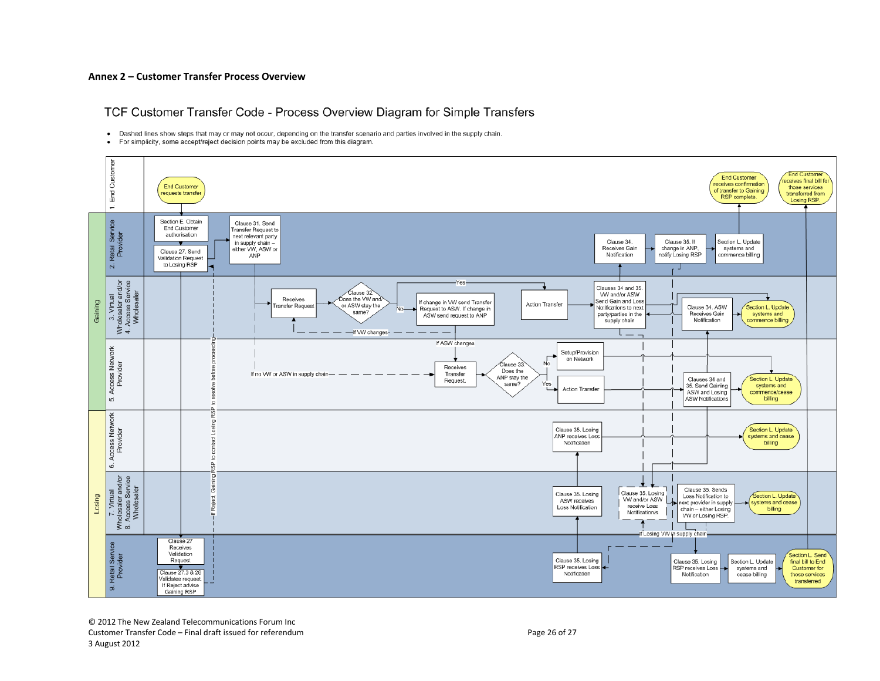## Annex 2 – Customer Transfer Process Overview

### TCF Customer Transfer Code - Process Overview Diagram for Simple Transfers

- Dashed lines show steps that may or may not occur, depending on the transfer scenario and parties involved in the supply chain.
- For simplicity, some accept/reject decision points may be excluded from this diagram.

**1. End Customer**
- End Customer requests transfer
- End Customer receives confirmation of transfer to Gaining RSP complete.
- End Customer receives final bill for those services transferred from Losing RSP.

**Gaining**

**2. Retail Service Provider**
- Section E. Obtain End Customer authorisation
- Clause 27. Send Validation Request to Losing RSP
- Clause 31. Send Transfer Request to next relevant party in supply chain – either VW, ASW or ANP
- Clause 34. Receives Gain Notification
- Clause 35. If change in ANP, notify Losing RSP
- Section L. Update systems and commence billing

**3. Virtual Wholesaler and/or 4. Access Service Wholesaler**
- Receives Transfer Request
- Clause 32. Does the VW and/or ASW stay the same? (Yes / No)
- If change in VW send Transfer Request to ASW. If change in ASW send request to ANP
- If VW changes
- If ASW changes
- Action Transfer
- Clauses 34 and 35. VW and/or ASW Send Gain and Loss Notifications to next party/parties in the supply chain
- Clause 34. ASW Receives Gain Notification
- Section L. Update systems and commence billing

**5. Access Network Provider**
- If no VW or ASW in supply chain
- Receives Transfer Request.
- Clause 33. Does the ANP stay the same? (No / Yes)
- Setup/Provision on Network
- Action Transfer
- Clauses 34 and 35. Send Gaining ASW and Losing ASW Notifications
- Section L. Update systems and commence/cease billing

**Losing**

**6. Access Network Provider**
- Clause 35. Losing ANP receives Loss Notification
- Section L. Update systems and cease billing

**7. Virtual Wholesaler and/or 8. Access Service Wholesaler**
- Clause 35. Losing ASW receives Loss Notification
- Clause 35. Losing VW and/or ASW receive Loss Notification/s
- Clause 35. Sends Loss Notification to next provider in supply chain – either Losing VW or Losing RSP
- If Losing VW in supply chain
- Section L. Update systems and cease billing

**9. Retail Service Provider**
- Clause 27 Receives Validation Request
- Clause 27.3 & 28 Validates request. If Reject advise Gaining RSP
- If Reject, Gaining RSP to contact Losing RSP to resolve before proceeding
- Clause 35. Losing RSP receives Loss Notification
- Clause 35. Losing RSP receives Loss Notification
- Section L. Update systems and cease billing
- Section L. Send final bill to End Customer for those services transferred

© 2012 The New Zealand Telecommunications Forum Inc
Customer Transfer Code – Final draft issued for referendum
3 August 2012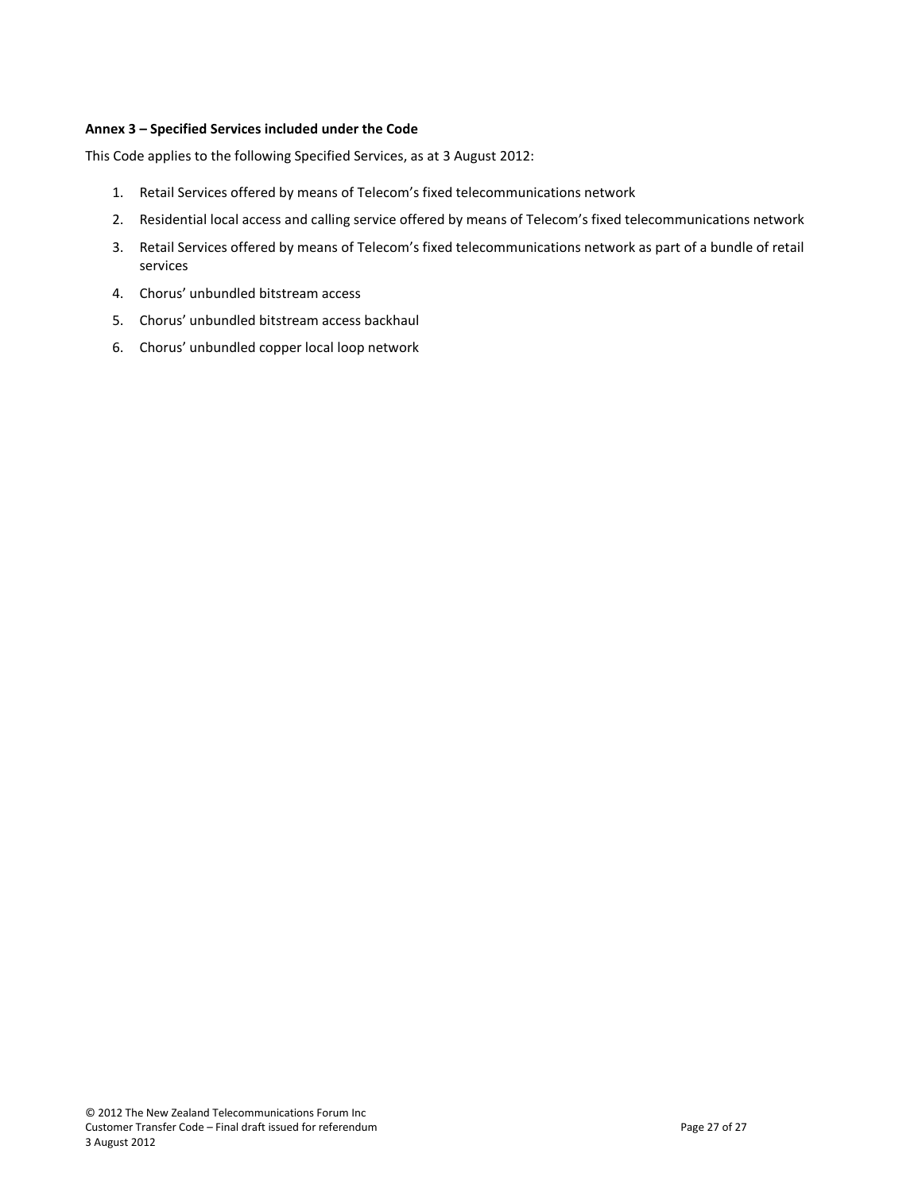**Annex 3 – Specified Services included under the Code**

This Code applies to the following Specified Services, as at 3 August 2012:

1. Retail Services offered by means of Telecom's fixed telecommunications network
2. Residential local access and calling service offered by means of Telecom's fixed telecommunications network
3. Retail Services offered by means of Telecom's fixed telecommunications network as part of a bundle of retail services
4. Chorus' unbundled bitstream access
5. Chorus' unbundled bitstream access backhaul
6. Chorus' unbundled copper local loop network